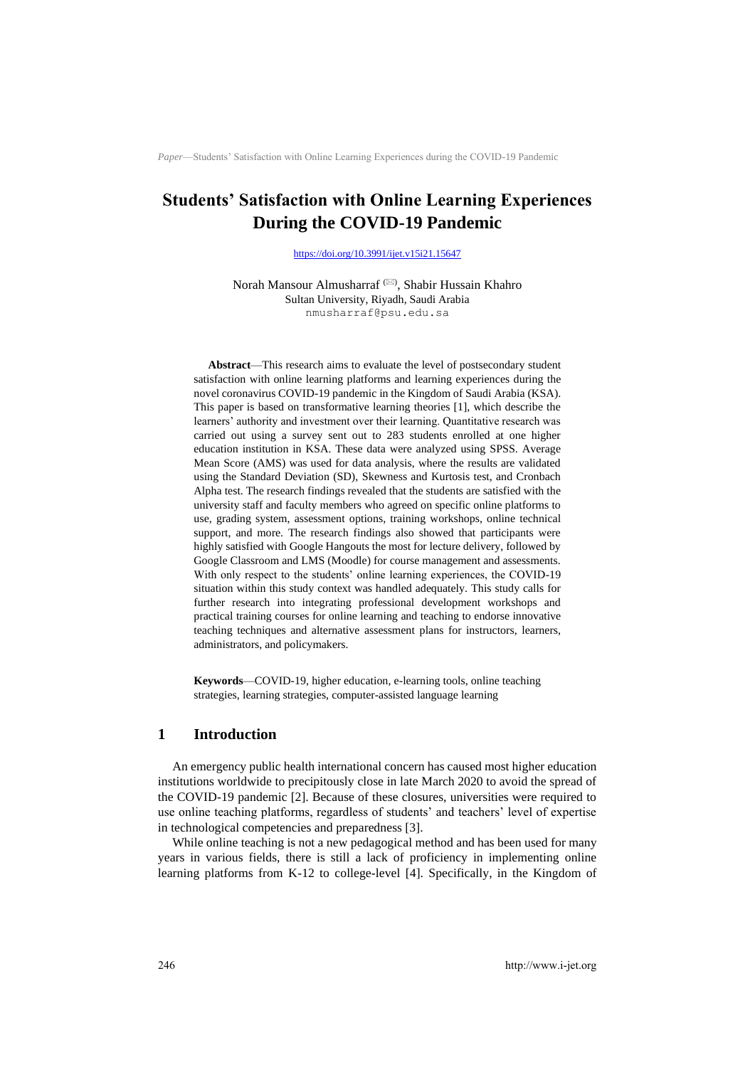# Students' Satisfaction with Online Learning Experiences During the COVID-19 Pandemic

https://doi.org/10.3991/ijet.v15i21.15647

Norah Mansour Almusharraf (✉), Shabir Hussain Khahro
Sultan University, Riyadh, Saudi Arabia
nmusharraf@psu.edu.sa

**Abstract**—This research aims to evaluate the level of postsecondary student satisfaction with online learning platforms and learning experiences during the novel coronavirus COVID-19 pandemic in the Kingdom of Saudi Arabia (KSA). This paper is based on transformative learning theories [1], which describe the learners' authority and investment over their learning. Quantitative research was carried out using a survey sent out to 283 students enrolled at one higher education institution in KSA. These data were analyzed using SPSS. Average Mean Score (AMS) was used for data analysis, where the results are validated using the Standard Deviation (SD), Skewness and Kurtosis test, and Cronbach Alpha test. The research findings revealed that the students are satisfied with the university staff and faculty members who agreed on specific online platforms to use, grading system, assessment options, training workshops, online technical support, and more. The research findings also showed that participants were highly satisfied with Google Hangouts the most for lecture delivery, followed by Google Classroom and LMS (Moodle) for course management and assessments. With only respect to the students' online learning experiences, the COVID-19 situation within this study context was handled adequately. This study calls for further research into integrating professional development workshops and practical training courses for online learning and teaching to endorse innovative teaching techniques and alternative assessment plans for instructors, learners, administrators, and policymakers.

**Keywords**—COVID-19, higher education, e-learning tools, online teaching strategies, learning strategies, computer-assisted language learning

## 1 Introduction

An emergency public health international concern has caused most higher education institutions worldwide to precipitously close in late March 2020 to avoid the spread of the COVID-19 pandemic [2]. Because of these closures, universities were required to use online teaching platforms, regardless of students' and teachers' level of expertise in technological competencies and preparedness [3].

While online teaching is not a new pedagogical method and has been used for many years in various fields, there is still a lack of proficiency in implementing online learning platforms from K-12 to college-level [4]. Specifically, in the Kingdom of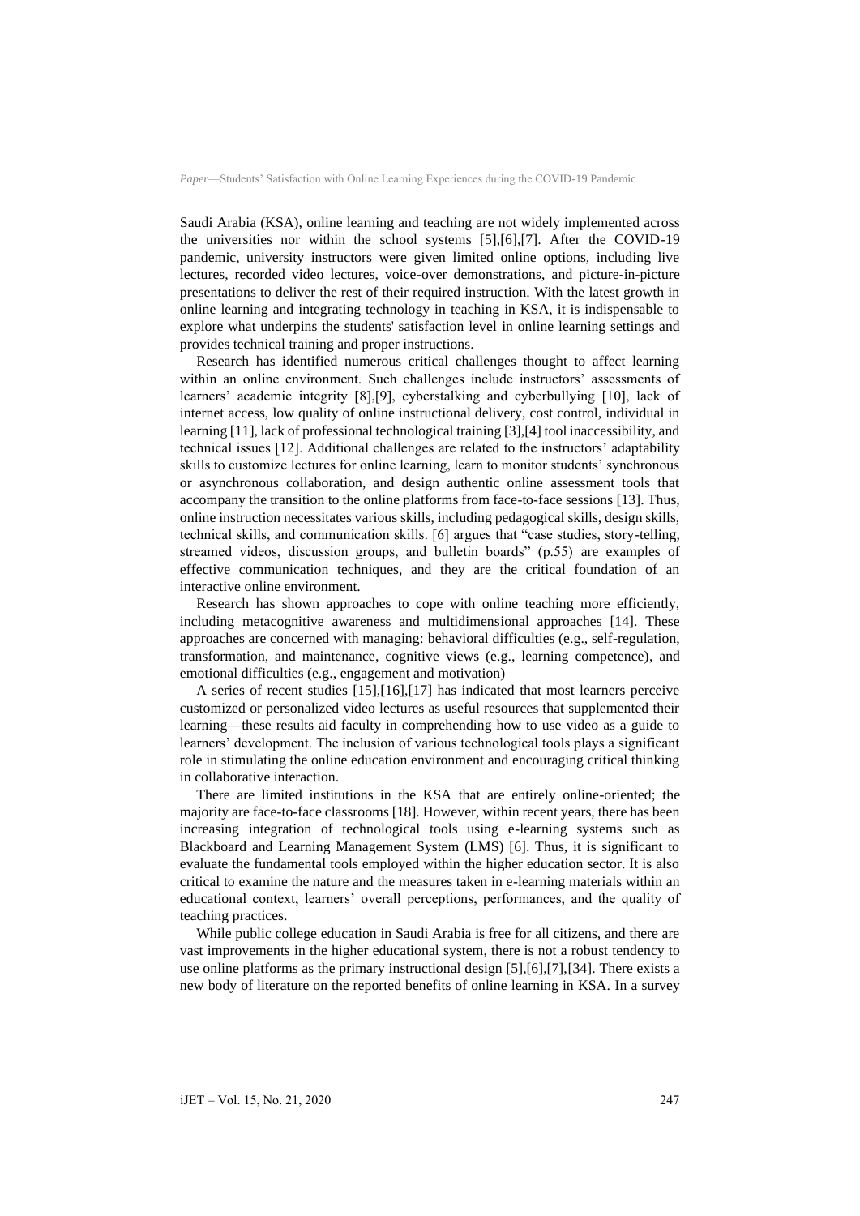Saudi Arabia (KSA), online learning and teaching are not widely implemented across the universities nor within the school systems [5],[6],[7]. After the COVID-19 pandemic, university instructors were given limited online options, including live lectures, recorded video lectures, voice-over demonstrations, and picture-in-picture presentations to deliver the rest of their required instruction. With the latest growth in online learning and integrating technology in teaching in KSA, it is indispensable to explore what underpins the students' satisfaction level in online learning settings and provides technical training and proper instructions.

Research has identified numerous critical challenges thought to affect learning within an online environment. Such challenges include instructors' assessments of learners' academic integrity [8],[9], cyberstalking and cyberbullying [10], lack of internet access, low quality of online instructional delivery, cost control, individual in learning [11], lack of professional technological training [3],[4] tool inaccessibility, and technical issues [12]. Additional challenges are related to the instructors' adaptability skills to customize lectures for online learning, learn to monitor students' synchronous or asynchronous collaboration, and design authentic online assessment tools that accompany the transition to the online platforms from face-to-face sessions [13]. Thus, online instruction necessitates various skills, including pedagogical skills, design skills, technical skills, and communication skills. [6] argues that "case studies, story-telling, streamed videos, discussion groups, and bulletin boards" (p.55) are examples of effective communication techniques, and they are the critical foundation of an interactive online environment.

Research has shown approaches to cope with online teaching more efficiently, including metacognitive awareness and multidimensional approaches [14]. These approaches are concerned with managing: behavioral difficulties (e.g., self-regulation, transformation, and maintenance, cognitive views (e.g., learning competence), and emotional difficulties (e.g., engagement and motivation)

A series of recent studies [15],[16],[17] has indicated that most learners perceive customized or personalized video lectures as useful resources that supplemented their learning—these results aid faculty in comprehending how to use video as a guide to learners' development. The inclusion of various technological tools plays a significant role in stimulating the online education environment and encouraging critical thinking in collaborative interaction.

There are limited institutions in the KSA that are entirely online-oriented; the majority are face-to-face classrooms [18]. However, within recent years, there has been increasing integration of technological tools using e-learning systems such as Blackboard and Learning Management System (LMS) [6]. Thus, it is significant to evaluate the fundamental tools employed within the higher education sector. It is also critical to examine the nature and the measures taken in e-learning materials within an educational context, learners' overall perceptions, performances, and the quality of teaching practices.

While public college education in Saudi Arabia is free for all citizens, and there are vast improvements in the higher educational system, there is not a robust tendency to use online platforms as the primary instructional design [5],[6],[7],[34]. There exists a new body of literature on the reported benefits of online learning in KSA. In a survey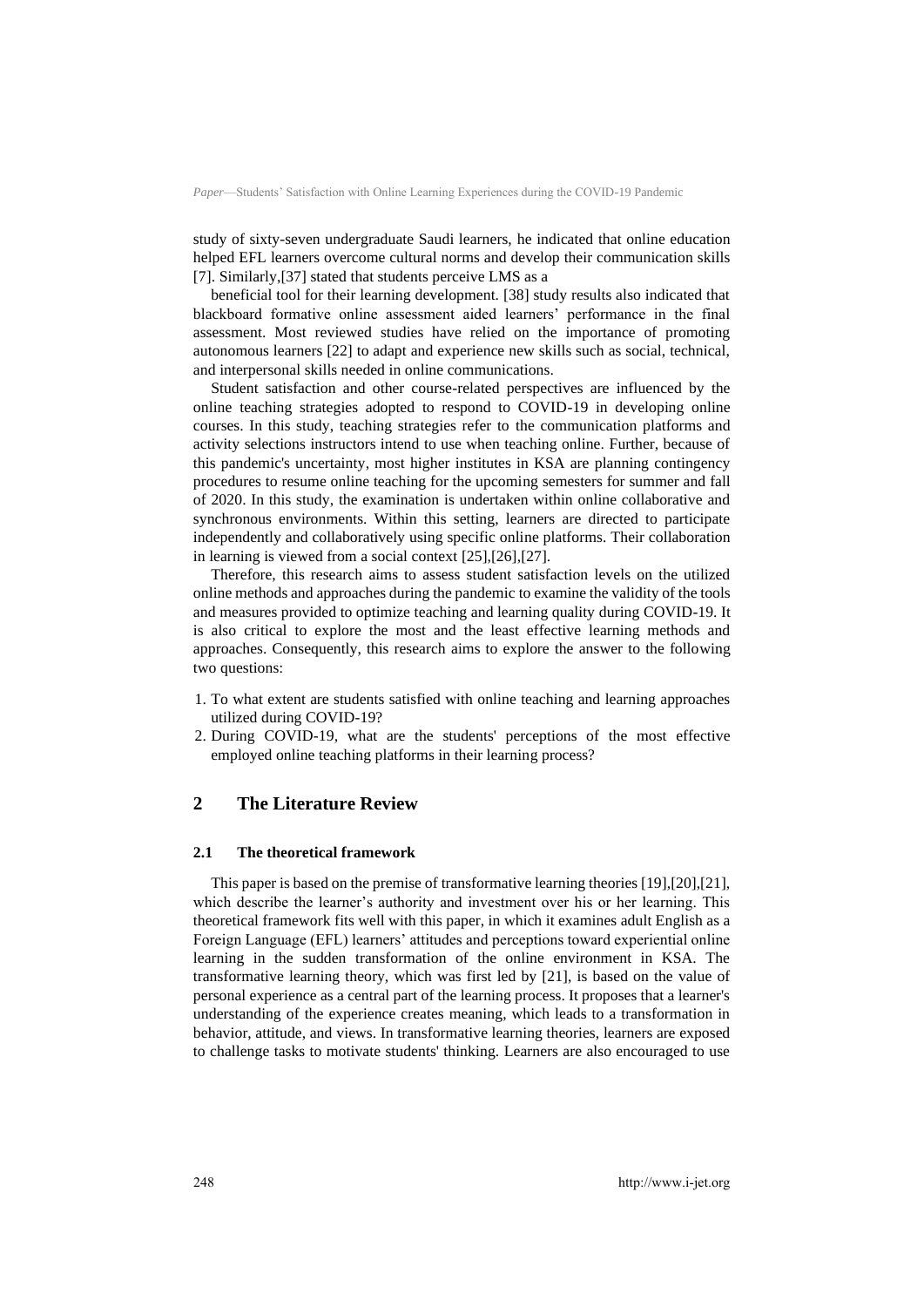study of sixty-seven undergraduate Saudi learners, he indicated that online education helped EFL learners overcome cultural norms and develop their communication skills [7]. Similarly,[37] stated that students perceive LMS as a

beneficial tool for their learning development. [38] study results also indicated that blackboard formative online assessment aided learners' performance in the final assessment. Most reviewed studies have relied on the importance of promoting autonomous learners [22] to adapt and experience new skills such as social, technical, and interpersonal skills needed in online communications.

Student satisfaction and other course-related perspectives are influenced by the online teaching strategies adopted to respond to COVID-19 in developing online courses. In this study, teaching strategies refer to the communication platforms and activity selections instructors intend to use when teaching online. Further, because of this pandemic's uncertainty, most higher institutes in KSA are planning contingency procedures to resume online teaching for the upcoming semesters for summer and fall of 2020. In this study, the examination is undertaken within online collaborative and synchronous environments. Within this setting, learners are directed to participate independently and collaboratively using specific online platforms. Their collaboration in learning is viewed from a social context [25],[26],[27].

Therefore, this research aims to assess student satisfaction levels on the utilized online methods and approaches during the pandemic to examine the validity of the tools and measures provided to optimize teaching and learning quality during COVID-19. It is also critical to explore the most and the least effective learning methods and approaches. Consequently, this research aims to explore the answer to the following two questions:

1. To what extent are students satisfied with online teaching and learning approaches utilized during COVID-19?
2. During COVID-19, what are the students' perceptions of the most effective employed online teaching platforms in their learning process?

## 2 The Literature Review

### 2.1 The theoretical framework

This paper is based on the premise of transformative learning theories [19],[20],[21], which describe the learner's authority and investment over his or her learning. This theoretical framework fits well with this paper, in which it examines adult English as a Foreign Language (EFL) learners' attitudes and perceptions toward experiential online learning in the sudden transformation of the online environment in KSA. The transformative learning theory, which was first led by [21], is based on the value of personal experience as a central part of the learning process. It proposes that a learner's understanding of the experience creates meaning, which leads to a transformation in behavior, attitude, and views. In transformative learning theories, learners are exposed to challenge tasks to motivate students' thinking. Learners are also encouraged to use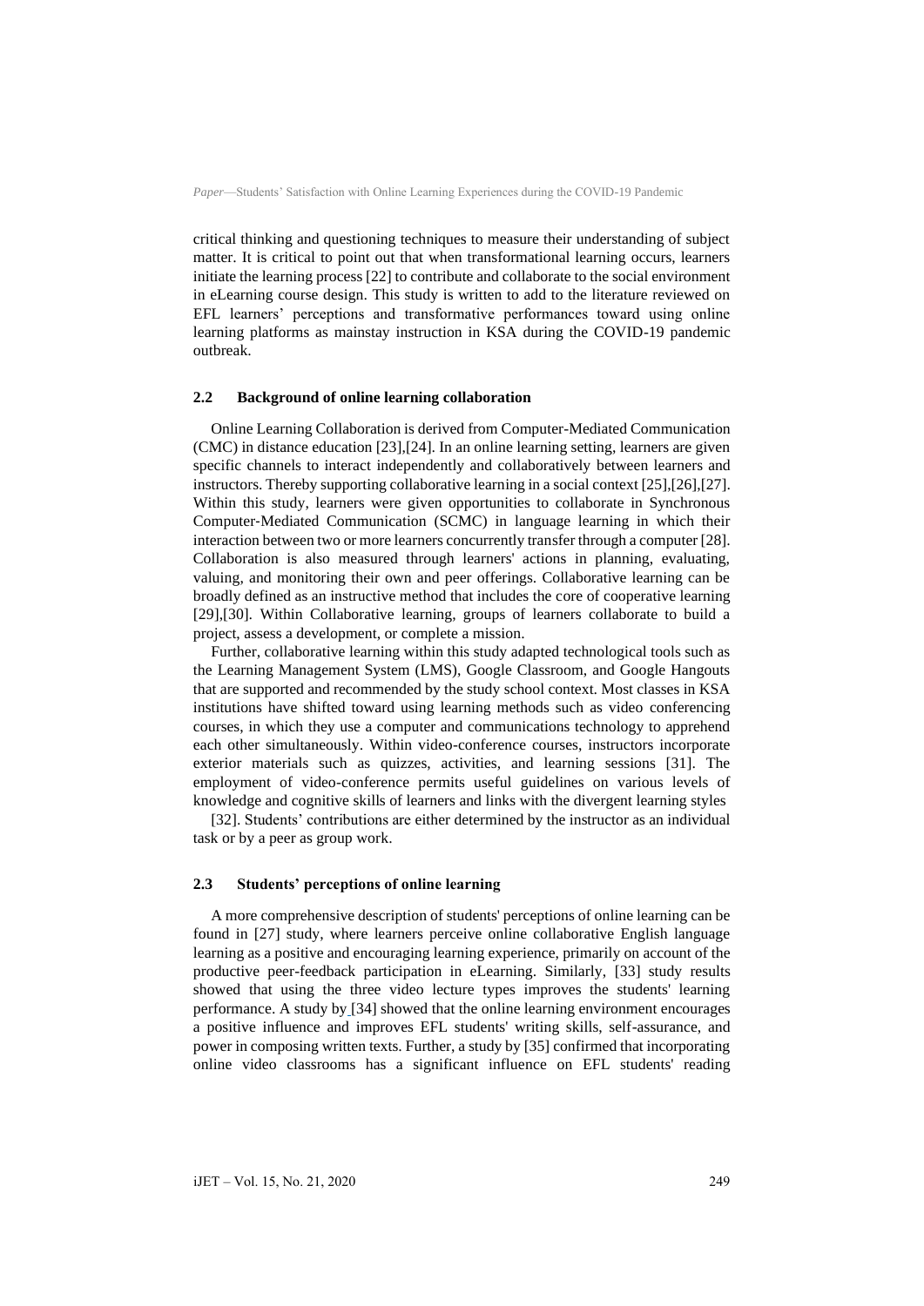critical thinking and questioning techniques to measure their understanding of subject matter. It is critical to point out that when transformational learning occurs, learners initiate the learning process [22] to contribute and collaborate to the social environment in eLearning course design. This study is written to add to the literature reviewed on EFL learners' perceptions and transformative performances toward using online learning platforms as mainstay instruction in KSA during the COVID-19 pandemic outbreak.

## 2.2 Background of online learning collaboration

Online Learning Collaboration is derived from Computer-Mediated Communication (CMC) in distance education [23],[24]. In an online learning setting, learners are given specific channels to interact independently and collaboratively between learners and instructors. Thereby supporting collaborative learning in a social context [25],[26],[27]. Within this study, learners were given opportunities to collaborate in Synchronous Computer-Mediated Communication (SCMC) in language learning in which their interaction between two or more learners concurrently transfer through a computer [28]. Collaboration is also measured through learners' actions in planning, evaluating, valuing, and monitoring their own and peer offerings. Collaborative learning can be broadly defined as an instructive method that includes the core of cooperative learning [29],[30]. Within Collaborative learning, groups of learners collaborate to build a project, assess a development, or complete a mission.

Further, collaborative learning within this study adapted technological tools such as the Learning Management System (LMS), Google Classroom, and Google Hangouts that are supported and recommended by the study school context. Most classes in KSA institutions have shifted toward using learning methods such as video conferencing courses, in which they use a computer and communications technology to apprehend each other simultaneously. Within video-conference courses, instructors incorporate exterior materials such as quizzes, activities, and learning sessions [31]. The employment of video-conference permits useful guidelines on various levels of knowledge and cognitive skills of learners and links with the divergent learning styles [32]. Students' contributions are either determined by the instructor as an individual task or by a peer as group work.

## 2.3 Students' perceptions of online learning

A more comprehensive description of students' perceptions of online learning can be found in [27] study, where learners perceive online collaborative English language learning as a positive and encouraging learning experience, primarily on account of the productive peer-feedback participation in eLearning. Similarly, [33] study results showed that using the three video lecture types improves the students' learning performance. A study by [34] showed that the online learning environment encourages a positive influence and improves EFL students' writing skills, self-assurance, and power in composing written texts. Further, a study by [35] confirmed that incorporating online video classrooms has a significant influence on EFL students' reading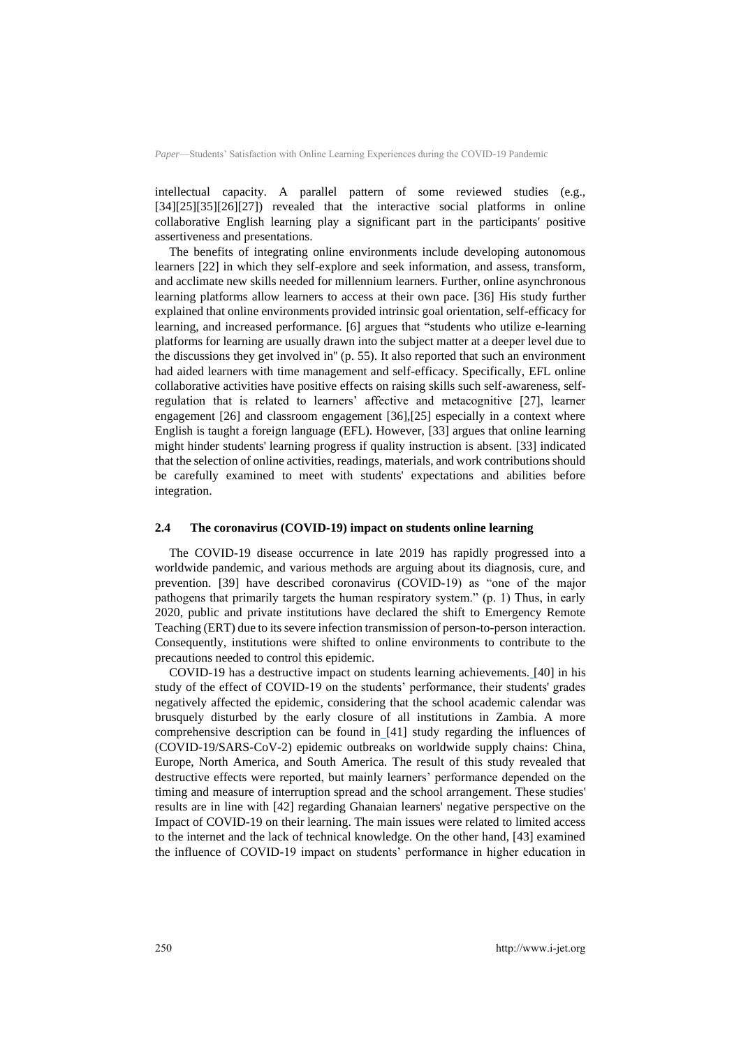intellectual capacity. A parallel pattern of some reviewed studies (e.g., [34][25][35][26][27]) revealed that the interactive social platforms in online collaborative English learning play a significant part in the participants' positive assertiveness and presentations.

The benefits of integrating online environments include developing autonomous learners [22] in which they self-explore and seek information, and assess, transform, and acclimate new skills needed for millennium learners. Further, online asynchronous learning platforms allow learners to access at their own pace. [36] His study further explained that online environments provided intrinsic goal orientation, self-efficacy for learning, and increased performance. [6] argues that "students who utilize e-learning platforms for learning are usually drawn into the subject matter at a deeper level due to the discussions they get involved in" (p. 55). It also reported that such an environment had aided learners with time management and self-efficacy. Specifically, EFL online collaborative activities have positive effects on raising skills such self-awareness, self-regulation that is related to learners' affective and metacognitive [27], learner engagement [26] and classroom engagement [36],[25] especially in a context where English is taught a foreign language (EFL). However, [33] argues that online learning might hinder students' learning progress if quality instruction is absent. [33] indicated that the selection of online activities, readings, materials, and work contributions should be carefully examined to meet with students' expectations and abilities before integration.

### 2.4 The coronavirus (COVID-19) impact on students online learning

The COVID-19 disease occurrence in late 2019 has rapidly progressed into a worldwide pandemic, and various methods are arguing about its diagnosis, cure, and prevention. [39] have described coronavirus (COVID-19) as "one of the major pathogens that primarily targets the human respiratory system." (p. 1) Thus, in early 2020, public and private institutions have declared the shift to Emergency Remote Teaching (ERT) due to its severe infection transmission of person-to-person interaction. Consequently, institutions were shifted to online environments to contribute to the precautions needed to control this epidemic.

COVID-19 has a destructive impact on students learning achievements. [40] in his study of the effect of COVID-19 on the students' performance, their students' grades negatively affected the epidemic, considering that the school academic calendar was brusquely disturbed by the early closure of all institutions in Zambia. A more comprehensive description can be found in [41] study regarding the influences of (COVID-19/SARS-CoV-2) epidemic outbreaks on worldwide supply chains: China, Europe, North America, and South America. The result of this study revealed that destructive effects were reported, but mainly learners' performance depended on the timing and measure of interruption spread and the school arrangement. These studies' results are in line with [42] regarding Ghanaian learners' negative perspective on the Impact of COVID-19 on their learning. The main issues were related to limited access to the internet and the lack of technical knowledge. On the other hand, [43] examined the influence of COVID-19 impact on students' performance in higher education in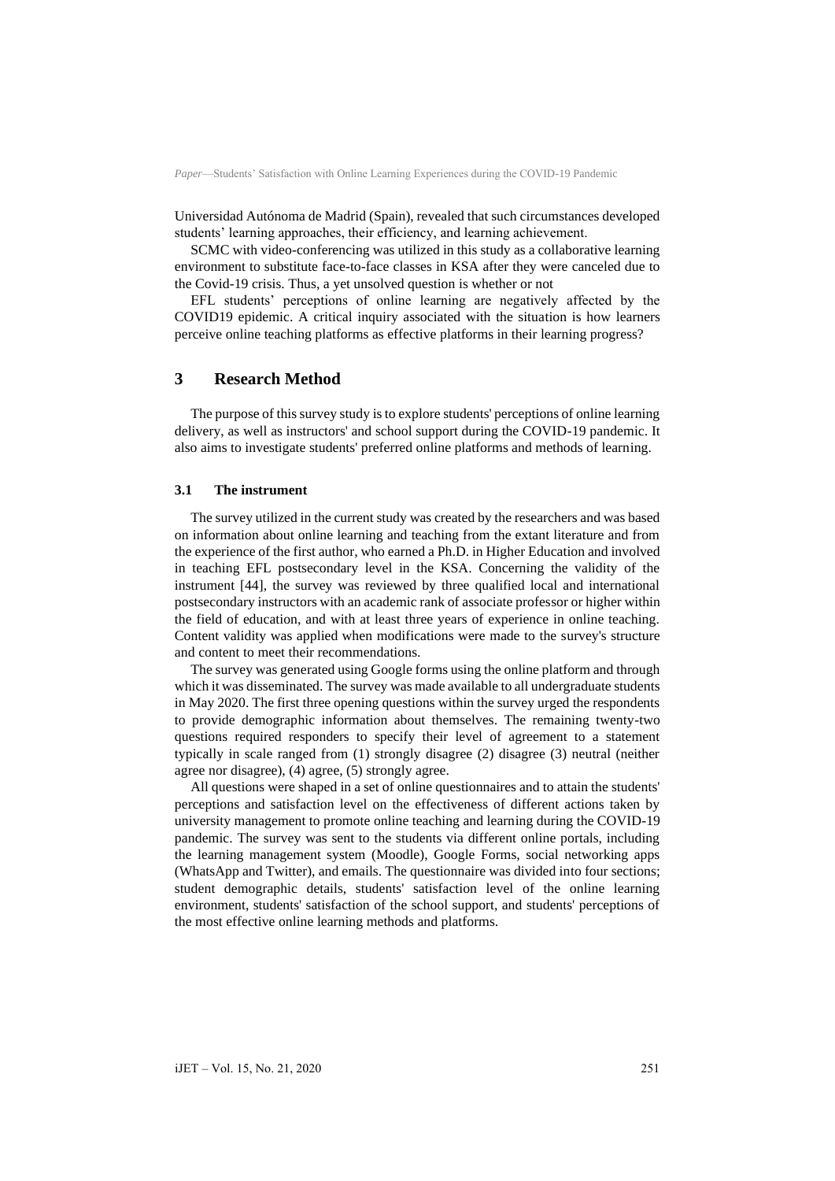Universidad Autónoma de Madrid (Spain), revealed that such circumstances developed students' learning approaches, their efficiency, and learning achievement.

SCMC with video-conferencing was utilized in this study as a collaborative learning environment to substitute face-to-face classes in KSA after they were canceled due to the Covid-19 crisis. Thus, a yet unsolved question is whether or not

EFL students' perceptions of online learning are negatively affected by the COVID19 epidemic. A critical inquiry associated with the situation is how learners perceive online teaching platforms as effective platforms in their learning progress?

## 3 Research Method

The purpose of this survey study is to explore students' perceptions of online learning delivery, as well as instructors' and school support during the COVID-19 pandemic. It also aims to investigate students' preferred online platforms and methods of learning.

### 3.1 The instrument

The survey utilized in the current study was created by the researchers and was based on information about online learning and teaching from the extant literature and from the experience of the first author, who earned a Ph.D. in Higher Education and involved in teaching EFL postsecondary level in the KSA. Concerning the validity of the instrument [44], the survey was reviewed by three qualified local and international postsecondary instructors with an academic rank of associate professor or higher within the field of education, and with at least three years of experience in online teaching. Content validity was applied when modifications were made to the survey's structure and content to meet their recommendations.

The survey was generated using Google forms using the online platform and through which it was disseminated. The survey was made available to all undergraduate students in May 2020. The first three opening questions within the survey urged the respondents to provide demographic information about themselves. The remaining twenty-two questions required responders to specify their level of agreement to a statement typically in scale ranged from (1) strongly disagree (2) disagree (3) neutral (neither agree nor disagree), (4) agree, (5) strongly agree.

All questions were shaped in a set of online questionnaires and to attain the students' perceptions and satisfaction level on the effectiveness of different actions taken by university management to promote online teaching and learning during the COVID-19 pandemic. The survey was sent to the students via different online portals, including the learning management system (Moodle), Google Forms, social networking apps (WhatsApp and Twitter), and emails. The questionnaire was divided into four sections; student demographic details, students' satisfaction level of the online learning environment, students' satisfaction of the school support, and students' perceptions of the most effective online learning methods and platforms.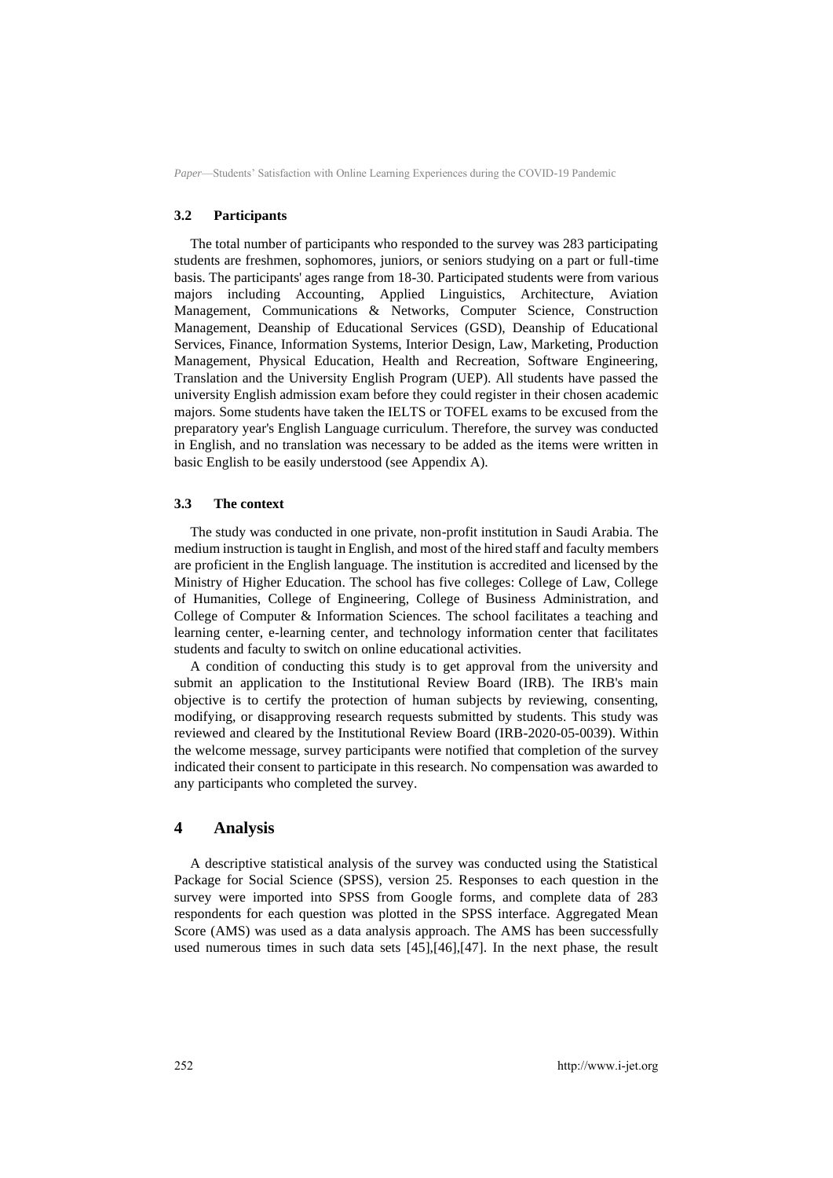### 3.2 Participants

The total number of participants who responded to the survey was 283 participating students are freshmen, sophomores, juniors, or seniors studying on a part or full-time basis. The participants' ages range from 18-30. Participated students were from various majors including Accounting, Applied Linguistics, Architecture, Aviation Management, Communications & Networks, Computer Science, Construction Management, Deanship of Educational Services (GSD), Deanship of Educational Services, Finance, Information Systems, Interior Design, Law, Marketing, Production Management, Physical Education, Health and Recreation, Software Engineering, Translation and the University English Program (UEP). All students have passed the university English admission exam before they could register in their chosen academic majors. Some students have taken the IELTS or TOFEL exams to be excused from the preparatory year's English Language curriculum. Therefore, the survey was conducted in English, and no translation was necessary to be added as the items were written in basic English to be easily understood (see Appendix A).

### 3.3 The context

The study was conducted in one private, non-profit institution in Saudi Arabia. The medium instruction is taught in English, and most of the hired staff and faculty members are proficient in the English language. The institution is accredited and licensed by the Ministry of Higher Education. The school has five colleges: College of Law, College of Humanities, College of Engineering, College of Business Administration, and College of Computer & Information Sciences. The school facilitates a teaching and learning center, e-learning center, and technology information center that facilitates students and faculty to switch on online educational activities.

A condition of conducting this study is to get approval from the university and submit an application to the Institutional Review Board (IRB). The IRB's main objective is to certify the protection of human subjects by reviewing, consenting, modifying, or disapproving research requests submitted by students. This study was reviewed and cleared by the Institutional Review Board (IRB-2020-05-0039). Within the welcome message, survey participants were notified that completion of the survey indicated their consent to participate in this research. No compensation was awarded to any participants who completed the survey.

## 4 Analysis

A descriptive statistical analysis of the survey was conducted using the Statistical Package for Social Science (SPSS), version 25. Responses to each question in the survey were imported into SPSS from Google forms, and complete data of 283 respondents for each question was plotted in the SPSS interface. Aggregated Mean Score (AMS) was used as a data analysis approach. The AMS has been successfully used numerous times in such data sets [45],[46],[47]. In the next phase, the result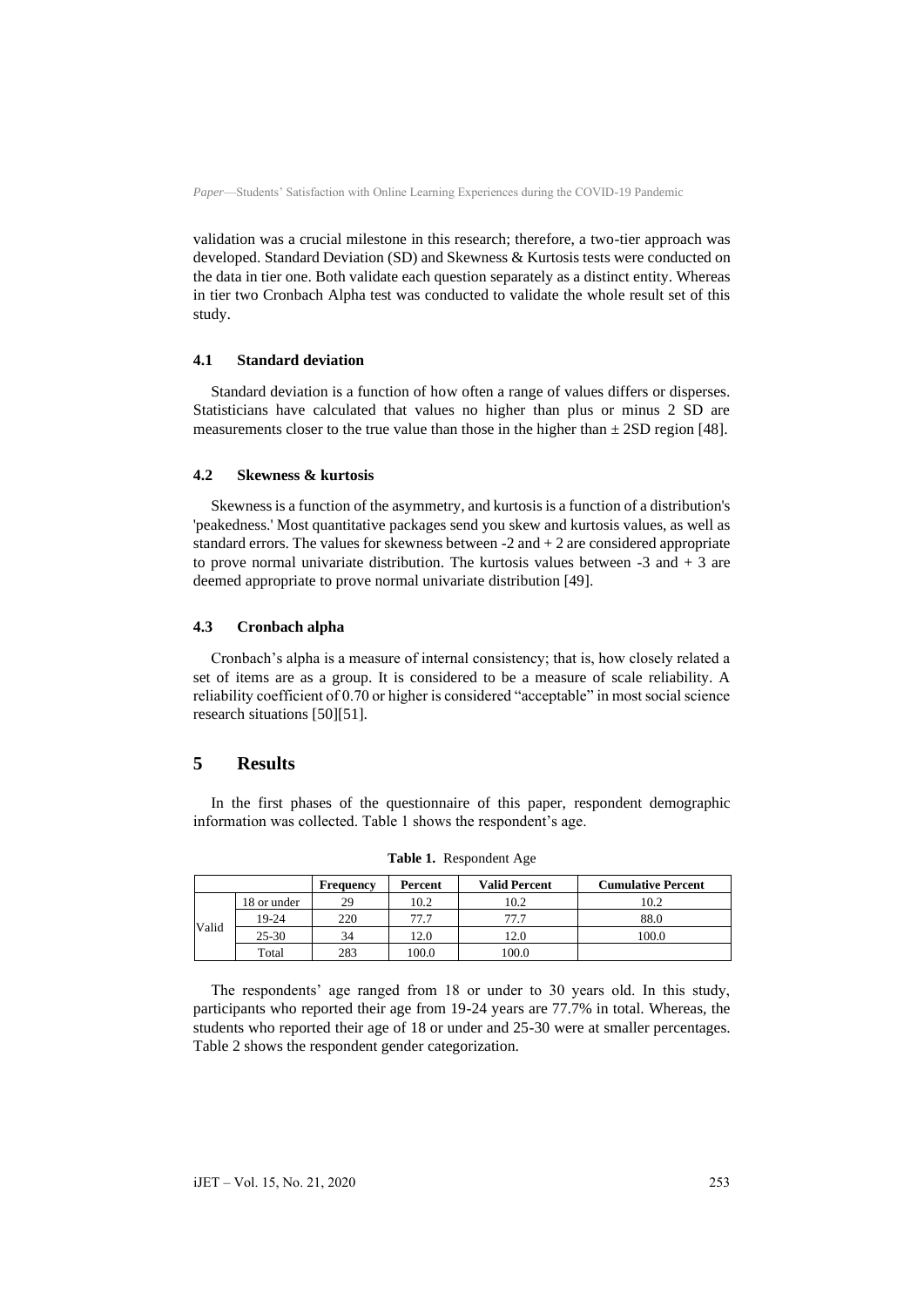validation was a crucial milestone in this research; therefore, a two-tier approach was developed. Standard Deviation (SD) and Skewness & Kurtosis tests were conducted on the data in tier one. Both validate each question separately as a distinct entity. Whereas in tier two Cronbach Alpha test was conducted to validate the whole result set of this study.

### 4.1 Standard deviation

Standard deviation is a function of how often a range of values differs or disperses. Statisticians have calculated that values no higher than plus or minus 2 SD are measurements closer to the true value than those in the higher than ± 2SD region [48].

### 4.2 Skewness & kurtosis

Skewness is a function of the asymmetry, and kurtosis is a function of a distribution's 'peakedness.' Most quantitative packages send you skew and kurtosis values, as well as standard errors. The values for skewness between -2 and + 2 are considered appropriate to prove normal univariate distribution. The kurtosis values between -3 and + 3 are deemed appropriate to prove normal univariate distribution [49].

### 4.3 Cronbach alpha

Cronbach's alpha is a measure of internal consistency; that is, how closely related a set of items are as a group. It is considered to be a measure of scale reliability. A reliability coefficient of 0.70 or higher is considered "acceptable" in most social science research situations [50][51].

## 5 Results

In the first phases of the questionnaire of this paper, respondent demographic information was collected. Table 1 shows the respondent's age.

**Table 1.** Respondent Age

| | | Frequency | Percent | Valid Percent | Cumulative Percent |
|---|---|---|---|---|---|
| Valid | 18 or under | 29 | 10.2 | 10.2 | 10.2 |
| | 19-24 | 220 | 77.7 | 77.7 | 88.0 |
| | 25-30 | 34 | 12.0 | 12.0 | 100.0 |
| | Total | 283 | 100.0 | 100.0 | |

The respondents' age ranged from 18 or under to 30 years old. In this study, participants who reported their age from 19-24 years are 77.7% in total. Whereas, the students who reported their age of 18 or under and 25-30 were at smaller percentages. Table 2 shows the respondent gender categorization.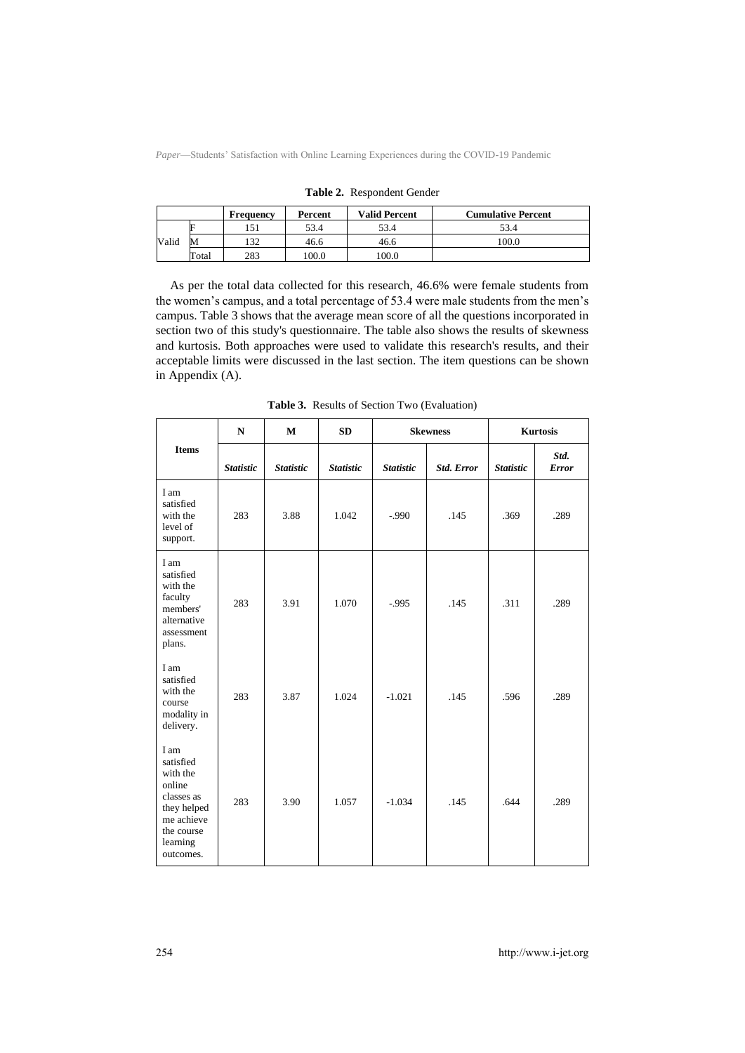**Table 2.** Respondent Gender

| | | Frequency | Percent | Valid Percent | Cumulative Percent |
|---|---|---|---|---|---|
| Valid | F | 151 | 53.4 | 53.4 | 53.4 |
| | M | 132 | 46.6 | 46.6 | 100.0 |
| | Total | 283 | 100.0 | 100.0 | |

As per the total data collected for this research, 46.6% were female students from the women's campus, and a total percentage of 53.4 were male students from the men's campus. Table 3 shows that the average mean score of all the questions incorporated in section two of this study's questionnaire. The table also shows the results of skewness and kurtosis. Both approaches were used to validate this research's results, and their acceptable limits were discussed in the last section. The item questions can be shown in Appendix (A).

**Table 3.** Results of Section Two (Evaluation)

| Items | N | M | SD | Skewness | | Kurtosis | |
|---|---|---|---|---|---|---|---|
| | *Statistic* | *Statistic* | *Statistic* | *Statistic* | *Std. Error* | *Statistic* | *Std. Error* |
| I am satisfied with the level of support. | 283 | 3.88 | 1.042 | -.990 | .145 | .369 | .289 |
| I am satisfied with the faculty members' alternative assessment plans. | 283 | 3.91 | 1.070 | -.995 | .145 | .311 | .289 |
| I am satisfied with the course modality in delivery. | 283 | 3.87 | 1.024 | -1.021 | .145 | .596 | .289 |
| I am satisfied with the online classes as they helped me achieve the course learning outcomes. | 283 | 3.90 | 1.057 | -1.034 | .145 | .644 | .289 |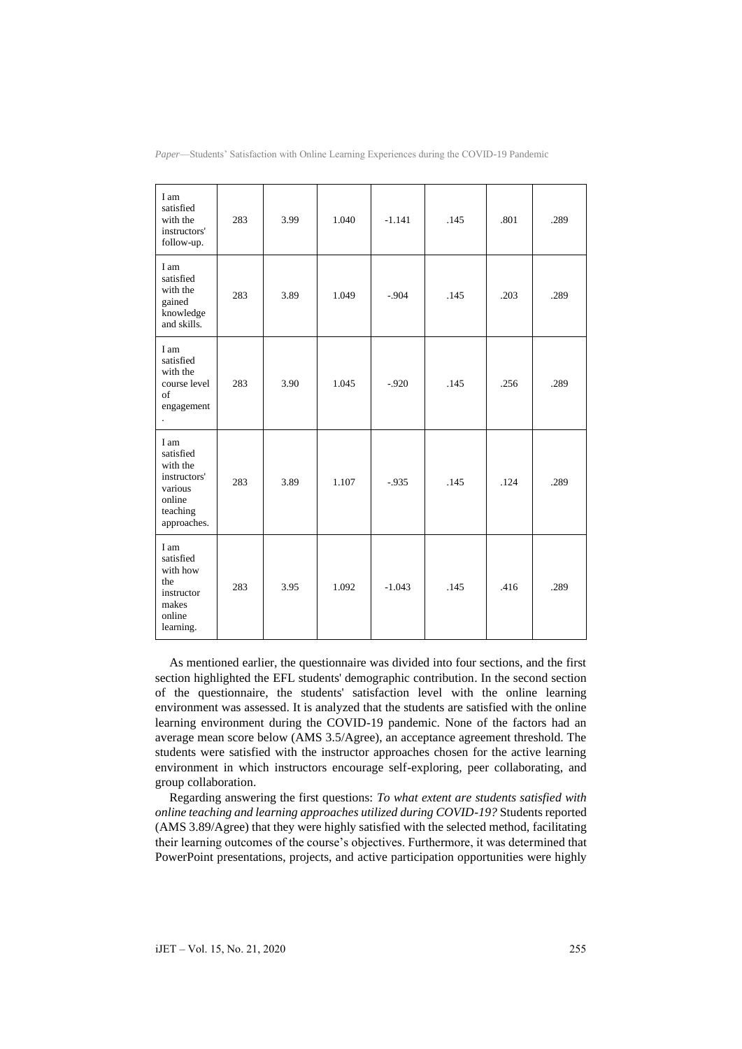| I am satisfied with the instructors' follow-up. | 283 | 3.99 | 1.040 | -1.141 | .145 | .801 | .289 |
|---|---|---|---|---|---|---|---|
| I am satisfied with the gained knowledge and skills. | 283 | 3.89 | 1.049 | -.904 | .145 | .203 | .289 |
| I am satisfied with the course level of engagement. | 283 | 3.90 | 1.045 | -.920 | .145 | .256 | .289 |
| I am satisfied with the instructors' various online teaching approaches. | 283 | 3.89 | 1.107 | -.935 | .145 | .124 | .289 |
| I am satisfied with how the instructor makes online learning. | 283 | 3.95 | 1.092 | -1.043 | .145 | .416 | .289 |

As mentioned earlier, the questionnaire was divided into four sections, and the first section highlighted the EFL students' demographic contribution. In the second section of the questionnaire, the students' satisfaction level with the online learning environment was assessed. It is analyzed that the students are satisfied with the online learning environment during the COVID-19 pandemic. None of the factors had an average mean score below (AMS 3.5/Agree), an acceptance agreement threshold. The students were satisfied with the instructor approaches chosen for the active learning environment in which instructors encourage self-exploring, peer collaborating, and group collaboration.

Regarding answering the first questions: *To what extent are students satisfied with online teaching and learning approaches utilized during COVID-19?* Students reported (AMS 3.89/Agree) that they were highly satisfied with the selected method, facilitating their learning outcomes of the course's objectives. Furthermore, it was determined that PowerPoint presentations, projects, and active participation opportunities were highly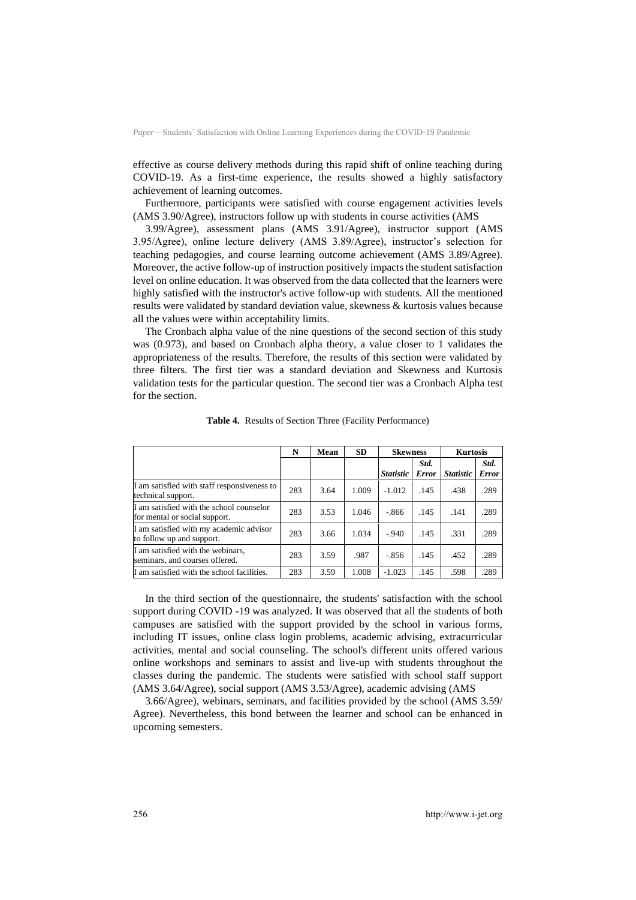effective as course delivery methods during this rapid shift of online teaching during COVID-19. As a first-time experience, the results showed a highly satisfactory achievement of learning outcomes.

Furthermore, participants were satisfied with course engagement activities levels (AMS 3.90/Agree), instructors follow up with students in course activities (AMS 3.99/Agree), assessment plans (AMS 3.91/Agree), instructor support (AMS 3.95/Agree), online lecture delivery (AMS 3.89/Agree), instructor's selection for teaching pedagogies, and course learning outcome achievement (AMS 3.89/Agree). Moreover, the active follow-up of instruction positively impacts the student satisfaction level on online education. It was observed from the data collected that the learners were highly satisfied with the instructor's active follow-up with students. All the mentioned results were validated by standard deviation value, skewness & kurtosis values because all the values were within acceptability limits.

The Cronbach alpha value of the nine questions of the second section of this study was (0.973), and based on Cronbach alpha theory, a value closer to 1 validates the appropriateness of the results. Therefore, the results of this section were validated by three filters. The first tier was a standard deviation and Skewness and Kurtosis validation tests for the particular question. The second tier was a Cronbach Alpha test for the section.

**Table 4.** Results of Section Three (Facility Performance)

| | N | Mean | SD | Skewness | | Kurtosis | |
|---|---|---|---|---|---|---|---|
| | | | | *Statistic* | *Std. Error* | *Statistic* | *Std. Error* |
| I am satisfied with staff responsiveness to technical support. | 283 | 3.64 | 1.009 | -1.012 | .145 | .438 | .289 |
| I am satisfied with the school counselor for mental or social support. | 283 | 3.53 | 1.046 | -.866 | .145 | .141 | .289 |
| I am satisfied with my academic advisor to follow up and support. | 283 | 3.66 | 1.034 | -.940 | .145 | .331 | .289 |
| I am satisfied with the webinars, seminars, and courses offered. | 283 | 3.59 | .987 | -.856 | .145 | .452 | .289 |
| I am satisfied with the school facilities. | 283 | 3.59 | 1.008 | -1.023 | .145 | .598 | .289 |

In the third section of the questionnaire, the students' satisfaction with the school support during COVID -19 was analyzed. It was observed that all the students of both campuses are satisfied with the support provided by the school in various forms, including IT issues, online class login problems, academic advising, extracurricular activities, mental and social counseling. The school's different units offered various online workshops and seminars to assist and live-up with students throughout the classes during the pandemic. The students were satisfied with school staff support (AMS 3.64/Agree), social support (AMS 3.53/Agree), academic advising (AMS 3.66/Agree), webinars, seminars, and facilities provided by the school (AMS 3.59/Agree). Nevertheless, this bond between the learner and school can be enhanced in upcoming semesters.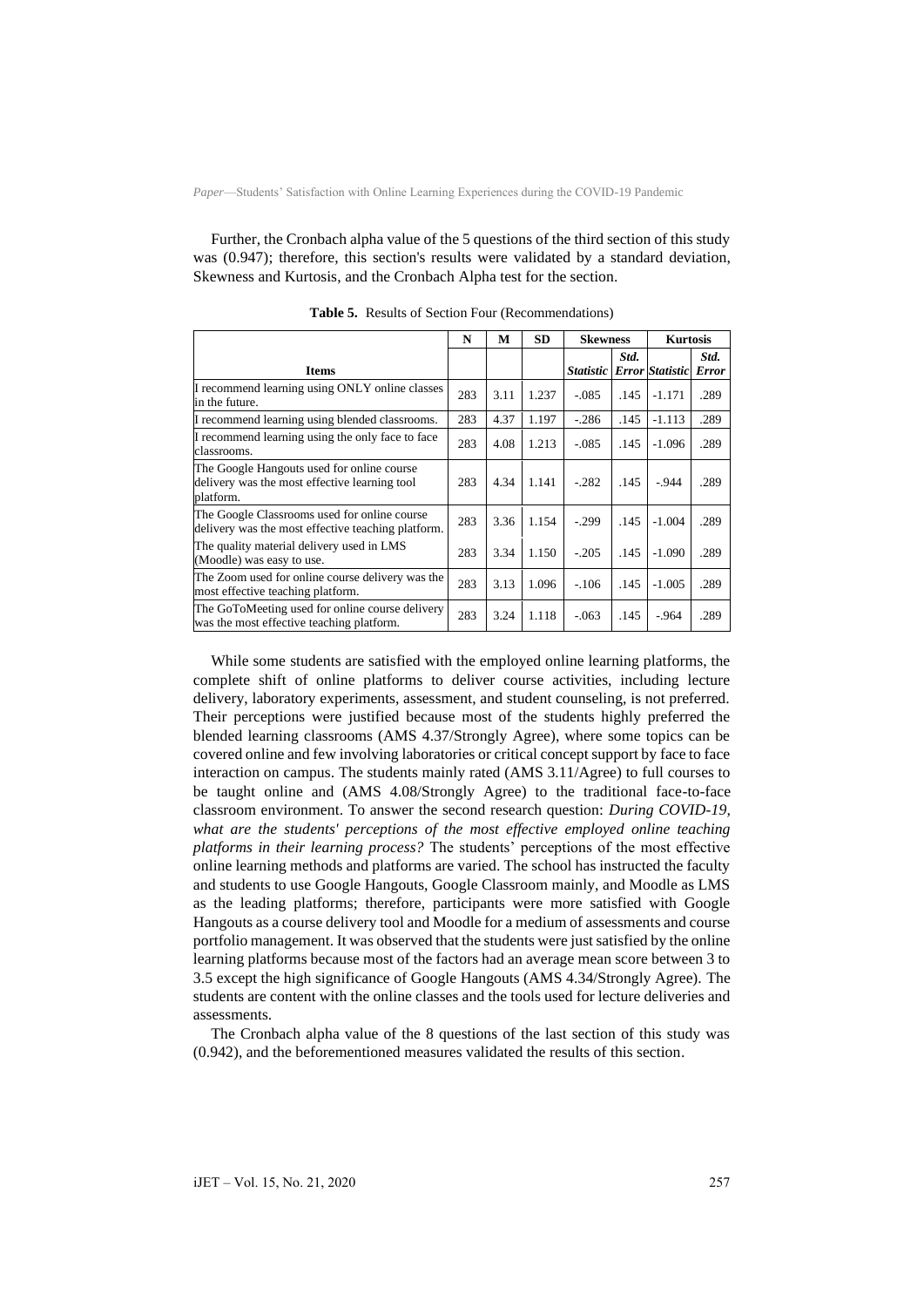Further, the Cronbach alpha value of the 5 questions of the third section of this study was (0.947); therefore, this section's results were validated by a standard deviation, Skewness and Kurtosis, and the Cronbach Alpha test for the section.

**Table 5.** Results of Section Four (Recommendations)

| Items | N | M | SD | Skewness | | Kurtosis | |
|---|---|---|---|---|---|---|---|
| | | | | *Statistic* | *Std. Error* | *Statistic* | *Std. Error* |
| I recommend learning using ONLY online classes in the future. | 283 | 3.11 | 1.237 | -.085 | .145 | -1.171 | .289 |
| I recommend learning using blended classrooms. | 283 | 4.37 | 1.197 | -.286 | .145 | -1.113 | .289 |
| I recommend learning using the only face to face classrooms. | 283 | 4.08 | 1.213 | -.085 | .145 | -1.096 | .289 |
| The Google Hangouts used for online course delivery was the most effective learning tool platform. | 283 | 4.34 | 1.141 | -.282 | .145 | -.944 | .289 |
| The Google Classrooms used for online course delivery was the most effective teaching platform. | 283 | 3.36 | 1.154 | -.299 | .145 | -1.004 | .289 |
| The quality material delivery used in LMS (Moodle) was easy to use. | 283 | 3.34 | 1.150 | -.205 | .145 | -1.090 | .289 |
| The Zoom used for online course delivery was the most effective teaching platform. | 283 | 3.13 | 1.096 | -.106 | .145 | -1.005 | .289 |
| The GoToMeeting used for online course delivery was the most effective teaching platform. | 283 | 3.24 | 1.118 | -.063 | .145 | -.964 | .289 |

While some students are satisfied with the employed online learning platforms, the complete shift of online platforms to deliver course activities, including lecture delivery, laboratory experiments, assessment, and student counseling, is not preferred. Their perceptions were justified because most of the students highly preferred the blended learning classrooms (AMS 4.37/Strongly Agree), where some topics can be covered online and few involving laboratories or critical concept support by face to face interaction on campus. The students mainly rated (AMS 3.11/Agree) to full courses to be taught online and (AMS 4.08/Strongly Agree) to the traditional face-to-face classroom environment. To answer the second research question: *During COVID-19, what are the students' perceptions of the most effective employed online teaching platforms in their learning process?* The students' perceptions of the most effective online learning methods and platforms are varied. The school has instructed the faculty and students to use Google Hangouts, Google Classroom mainly, and Moodle as LMS as the leading platforms; therefore, participants were more satisfied with Google Hangouts as a course delivery tool and Moodle for a medium of assessments and course portfolio management. It was observed that the students were just satisfied by the online learning platforms because most of the factors had an average mean score between 3 to 3.5 except the high significance of Google Hangouts (AMS 4.34/Strongly Agree). The students are content with the online classes and the tools used for lecture deliveries and assessments.

The Cronbach alpha value of the 8 questions of the last section of this study was (0.942), and the beforementioned measures validated the results of this section.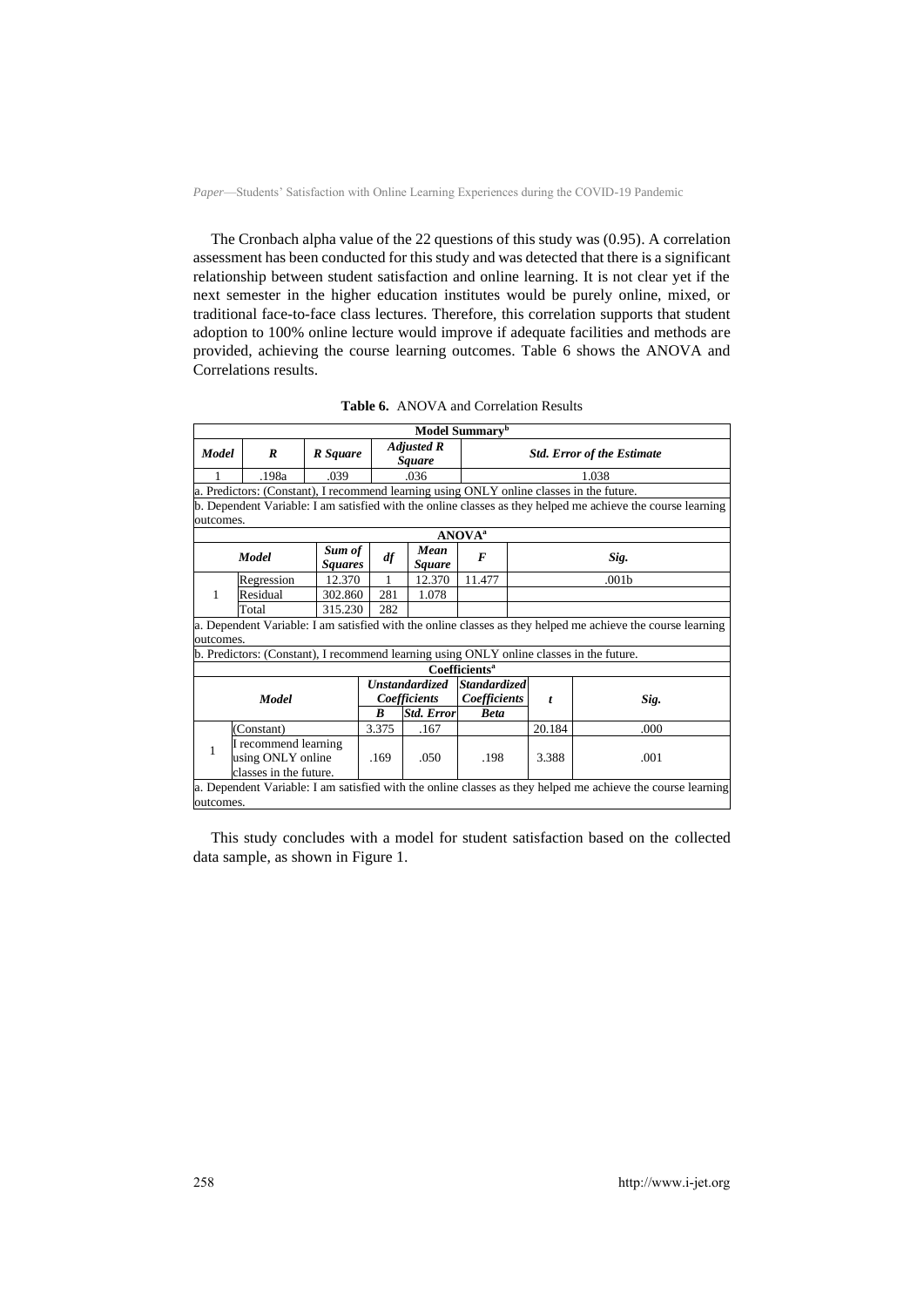The Cronbach alpha value of the 22 questions of this study was (0.95). A correlation assessment has been conducted for this study and was detected that there is a significant relationship between student satisfaction and online learning. It is not clear yet if the next semester in the higher education institutes would be purely online, mixed, or traditional face-to-face class lectures. Therefore, this correlation supports that student adoption to 100% online lecture would improve if adequate facilities and methods are provided, achieving the course learning outcomes. Table 6 shows the ANOVA and Correlations results.

**Table 6.** ANOVA and Correlation Results

**Model Summary**[b]

| *Model* | *R* | *R Square* | *Adjusted R Square* | *Std. Error of the Estimate* |
|---|---|---|---|---|
| 1 | .198a | .039 | .036 | 1.038 |

a. Predictors: (Constant), I recommend learning using ONLY online classes in the future.

b. Dependent Variable: I am satisfied with the online classes as they helped me achieve the course learning outcomes.

**ANOVA**[a]

| *Model* | | *Sum of Squares* | *df* | *Mean Square* | *F* | *Sig.* |
|---|---|---|---|---|---|---|
| 1 | Regression | 12.370 | 1 | 12.370 | 11.477 | .001b |
| | Residual | 302.860 | 281 | 1.078 | | |
| | Total | 315.230 | 282 | | | |

a. Dependent Variable: I am satisfied with the online classes as they helped me achieve the course learning outcomes.

b. Predictors: (Constant), I recommend learning using ONLY online classes in the future.

**Coefficients**[a]

| *Model* | | *Unstandardized Coefficients* | | *Standardized Coefficients* | *t* | *Sig.* |
|---|---|---|---|---|---|---|
| | | *B* | *Std. Error* | *Beta* | | |
| 1 | (Constant) | 3.375 | .167 | | 20.184 | .000 |
| | I recommend learning using ONLY online classes in the future. | .169 | .050 | .198 | 3.388 | .001 |

a. Dependent Variable: I am satisfied with the online classes as they helped me achieve the course learning outcomes.

This study concludes with a model for student satisfaction based on the collected data sample, as shown in Figure 1.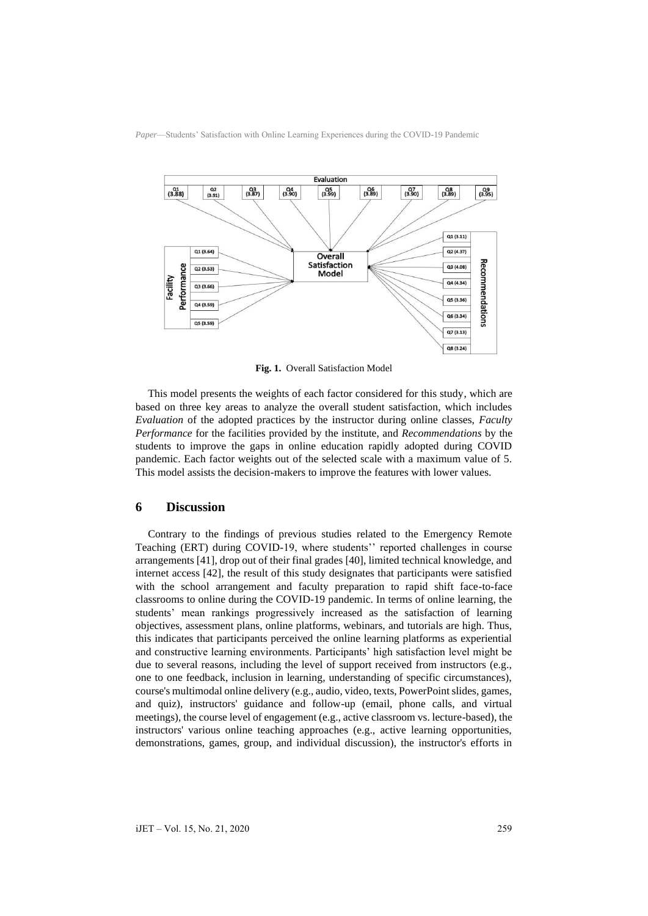Fig. 1. Overall Satisfaction Model

This model presents the weights of each factor considered for this study, which are based on three key areas to analyze the overall student satisfaction, which includes *Evaluation* of the adopted practices by the instructor during online classes, *Faculty Performance* for the facilities provided by the institute, and *Recommendations* by the students to improve the gaps in online education rapidly adopted during COVID pandemic. Each factor weights out of the selected scale with a maximum value of 5. This model assists the decision-makers to improve the features with lower values.

## 6 Discussion

Contrary to the findings of previous studies related to the Emergency Remote Teaching (ERT) during COVID-19, where students'' reported challenges in course arrangements [41], drop out of their final grades [40], limited technical knowledge, and internet access [42], the result of this study designates that participants were satisfied with the school arrangement and faculty preparation to rapid shift face-to-face classrooms to online during the COVID-19 pandemic. In terms of online learning, the students' mean rankings progressively increased as the satisfaction of learning objectives, assessment plans, online platforms, webinars, and tutorials are high. Thus, this indicates that participants perceived the online learning platforms as experiential and constructive learning environments. Participants' high satisfaction level might be due to several reasons, including the level of support received from instructors (e.g., one to one feedback, inclusion in learning, understanding of specific circumstances), course's multimodal online delivery (e.g., audio, video, texts, PowerPoint slides, games, and quiz), instructors' guidance and follow-up (email, phone calls, and virtual meetings), the course level of engagement (e.g., active classroom vs. lecture-based), the instructors' various online teaching approaches (e.g., active learning opportunities, demonstrations, games, group, and individual discussion), the instructor's efforts in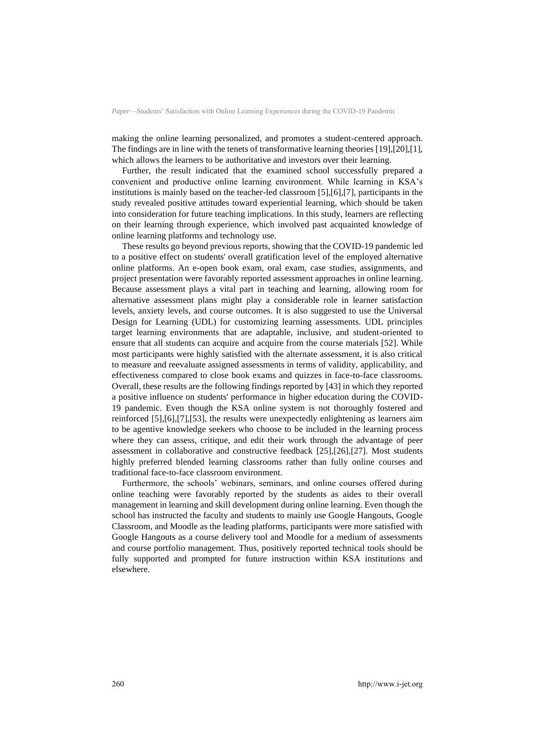making the online learning personalized, and promotes a student-centered approach. The findings are in line with the tenets of transformative learning theories [19],[20],[1], which allows the learners to be authoritative and investors over their learning.

Further, the result indicated that the examined school successfully prepared a convenient and productive online learning environment. While learning in KSA's institutions is mainly based on the teacher-led classroom [5],[6],[7], participants in the study revealed positive attitudes toward experiential learning, which should be taken into consideration for future teaching implications. In this study, learners are reflecting on their learning through experience, which involved past acquainted knowledge of online learning platforms and technology use.

These results go beyond previous reports, showing that the COVID-19 pandemic led to a positive effect on students' overall gratification level of the employed alternative online platforms. An e-open book exam, oral exam, case studies, assignments, and project presentation were favorably reported assessment approaches in online learning. Because assessment plays a vital part in teaching and learning, allowing room for alternative assessment plans might play a considerable role in learner satisfaction levels, anxiety levels, and course outcomes. It is also suggested to use the Universal Design for Learning (UDL) for customizing learning assessments. UDL principles target learning environments that are adaptable, inclusive, and student-oriented to ensure that all students can acquire and acquire from the course materials [52]. While most participants were highly satisfied with the alternate assessment, it is also critical to measure and reevaluate assigned assessments in terms of validity, applicability, and effectiveness compared to close book exams and quizzes in face-to-face classrooms. Overall, these results are the following findings reported by [43] in which they reported a positive influence on students' performance in higher education during the COVID-19 pandemic. Even though the KSA online system is not thoroughly fostered and reinforced [5],[6],[7],[53], the results were unexpectedly enlightening as learners aim to be agentive knowledge seekers who choose to be included in the learning process where they can assess, critique, and edit their work through the advantage of peer assessment in collaborative and constructive feedback [25],[26],[27]. Most students highly preferred blended learning classrooms rather than fully online courses and traditional face-to-face classroom environment.

Furthermore, the schools' webinars, seminars, and online courses offered during online teaching were favorably reported by the students as aides to their overall management in learning and skill development during online learning. Even though the school has instructed the faculty and students to mainly use Google Hangouts, Google Classroom, and Moodle as the leading platforms, participants were more satisfied with Google Hangouts as a course delivery tool and Moodle for a medium of assessments and course portfolio management. Thus, positively reported technical tools should be fully supported and prompted for future instruction within KSA institutions and elsewhere.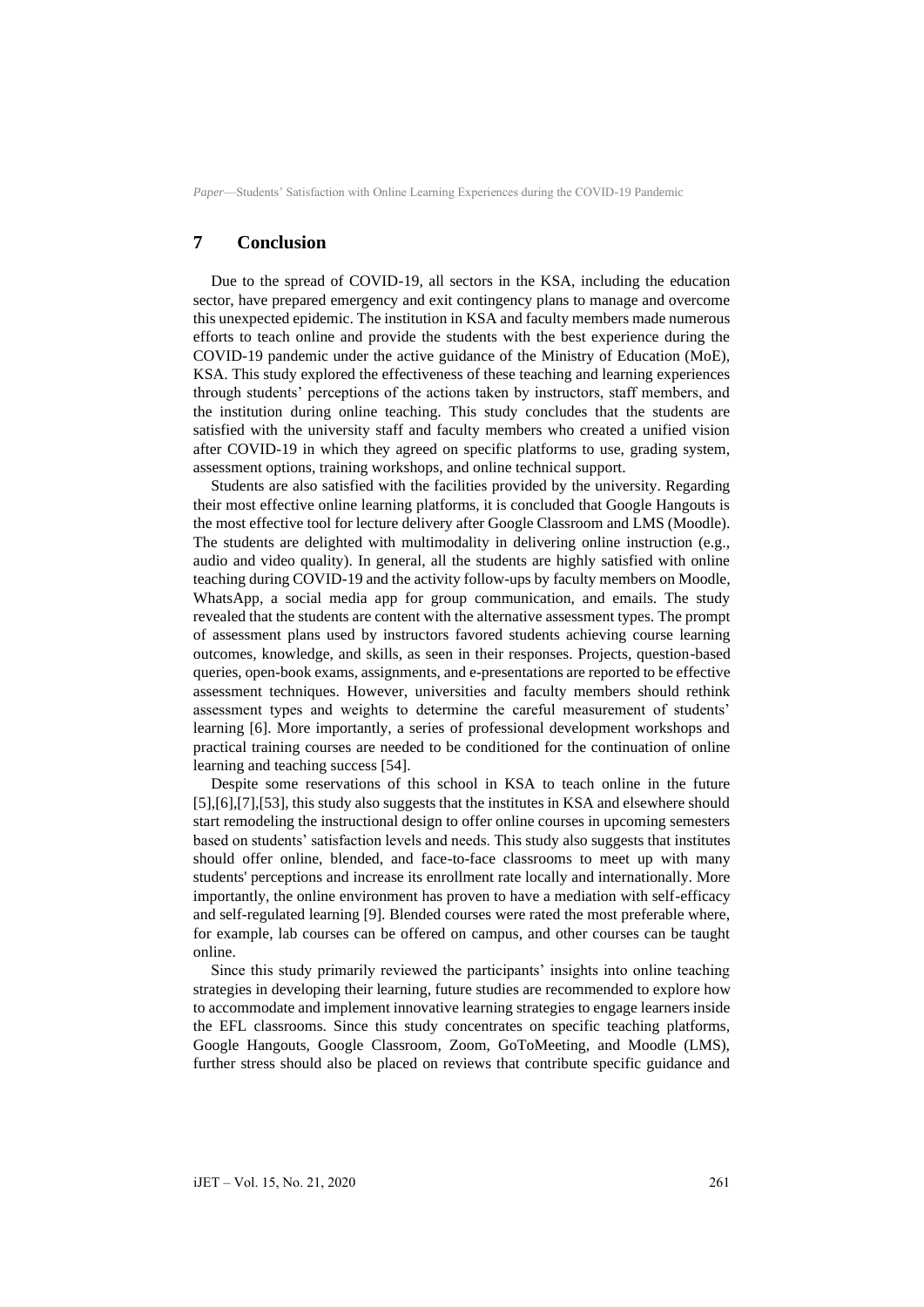## 7 Conclusion

Due to the spread of COVID-19, all sectors in the KSA, including the education sector, have prepared emergency and exit contingency plans to manage and overcome this unexpected epidemic. The institution in KSA and faculty members made numerous efforts to teach online and provide the students with the best experience during the COVID-19 pandemic under the active guidance of the Ministry of Education (MoE), KSA. This study explored the effectiveness of these teaching and learning experiences through students' perceptions of the actions taken by instructors, staff members, and the institution during online teaching. This study concludes that the students are satisfied with the university staff and faculty members who created a unified vision after COVID-19 in which they agreed on specific platforms to use, grading system, assessment options, training workshops, and online technical support.

Students are also satisfied with the facilities provided by the university. Regarding their most effective online learning platforms, it is concluded that Google Hangouts is the most effective tool for lecture delivery after Google Classroom and LMS (Moodle). The students are delighted with multimodality in delivering online instruction (e.g., audio and video quality). In general, all the students are highly satisfied with online teaching during COVID-19 and the activity follow-ups by faculty members on Moodle, WhatsApp, a social media app for group communication, and emails. The study revealed that the students are content with the alternative assessment types. The prompt of assessment plans used by instructors favored students achieving course learning outcomes, knowledge, and skills, as seen in their responses. Projects, question-based queries, open-book exams, assignments, and e-presentations are reported to be effective assessment techniques. However, universities and faculty members should rethink assessment types and weights to determine the careful measurement of students' learning [6]. More importantly, a series of professional development workshops and practical training courses are needed to be conditioned for the continuation of online learning and teaching success [54].

Despite some reservations of this school in KSA to teach online in the future [5],[6],[7],[53], this study also suggests that the institutes in KSA and elsewhere should start remodeling the instructional design to offer online courses in upcoming semesters based on students' satisfaction levels and needs. This study also suggests that institutes should offer online, blended, and face-to-face classrooms to meet up with many students' perceptions and increase its enrollment rate locally and internationally. More importantly, the online environment has proven to have a mediation with self-efficacy and self-regulated learning [9]. Blended courses were rated the most preferable where, for example, lab courses can be offered on campus, and other courses can be taught online.

Since this study primarily reviewed the participants' insights into online teaching strategies in developing their learning, future studies are recommended to explore how to accommodate and implement innovative learning strategies to engage learners inside the EFL classrooms. Since this study concentrates on specific teaching platforms, Google Hangouts, Google Classroom, Zoom, GoToMeeting, and Moodle (LMS), further stress should also be placed on reviews that contribute specific guidance and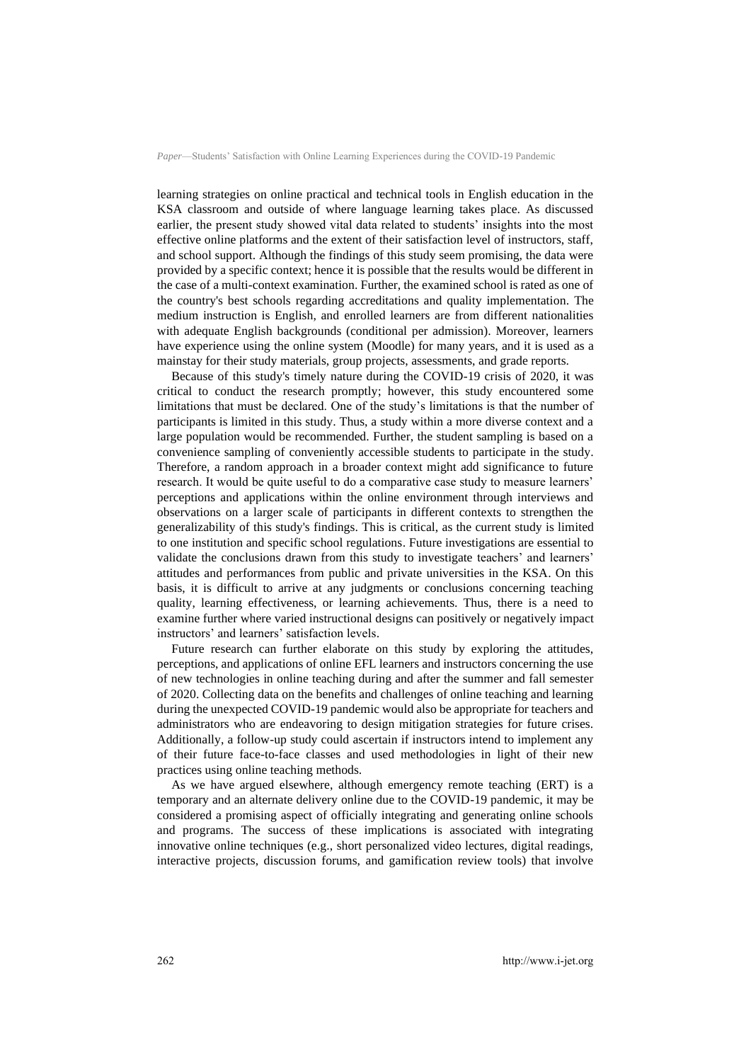learning strategies on online practical and technical tools in English education in the KSA classroom and outside of where language learning takes place. As discussed earlier, the present study showed vital data related to students' insights into the most effective online platforms and the extent of their satisfaction level of instructors, staff, and school support. Although the findings of this study seem promising, the data were provided by a specific context; hence it is possible that the results would be different in the case of a multi-context examination. Further, the examined school is rated as one of the country's best schools regarding accreditations and quality implementation. The medium instruction is English, and enrolled learners are from different nationalities with adequate English backgrounds (conditional per admission). Moreover, learners have experience using the online system (Moodle) for many years, and it is used as a mainstay for their study materials, group projects, assessments, and grade reports.

Because of this study's timely nature during the COVID-19 crisis of 2020, it was critical to conduct the research promptly; however, this study encountered some limitations that must be declared. One of the study's limitations is that the number of participants is limited in this study. Thus, a study within a more diverse context and a large population would be recommended. Further, the student sampling is based on a convenience sampling of conveniently accessible students to participate in the study. Therefore, a random approach in a broader context might add significance to future research. It would be quite useful to do a comparative case study to measure learners' perceptions and applications within the online environment through interviews and observations on a larger scale of participants in different contexts to strengthen the generalizability of this study's findings. This is critical, as the current study is limited to one institution and specific school regulations. Future investigations are essential to validate the conclusions drawn from this study to investigate teachers' and learners' attitudes and performances from public and private universities in the KSA. On this basis, it is difficult to arrive at any judgments or conclusions concerning teaching quality, learning effectiveness, or learning achievements. Thus, there is a need to examine further where varied instructional designs can positively or negatively impact instructors' and learners' satisfaction levels.

Future research can further elaborate on this study by exploring the attitudes, perceptions, and applications of online EFL learners and instructors concerning the use of new technologies in online teaching during and after the summer and fall semester of 2020. Collecting data on the benefits and challenges of online teaching and learning during the unexpected COVID-19 pandemic would also be appropriate for teachers and administrators who are endeavoring to design mitigation strategies for future crises. Additionally, a follow-up study could ascertain if instructors intend to implement any of their future face-to-face classes and used methodologies in light of their new practices using online teaching methods.

As we have argued elsewhere, although emergency remote teaching (ERT) is a temporary and an alternate delivery online due to the COVID-19 pandemic, it may be considered a promising aspect of officially integrating and generating online schools and programs. The success of these implications is associated with integrating innovative online techniques (e.g., short personalized video lectures, digital readings, interactive projects, discussion forums, and gamification review tools) that involve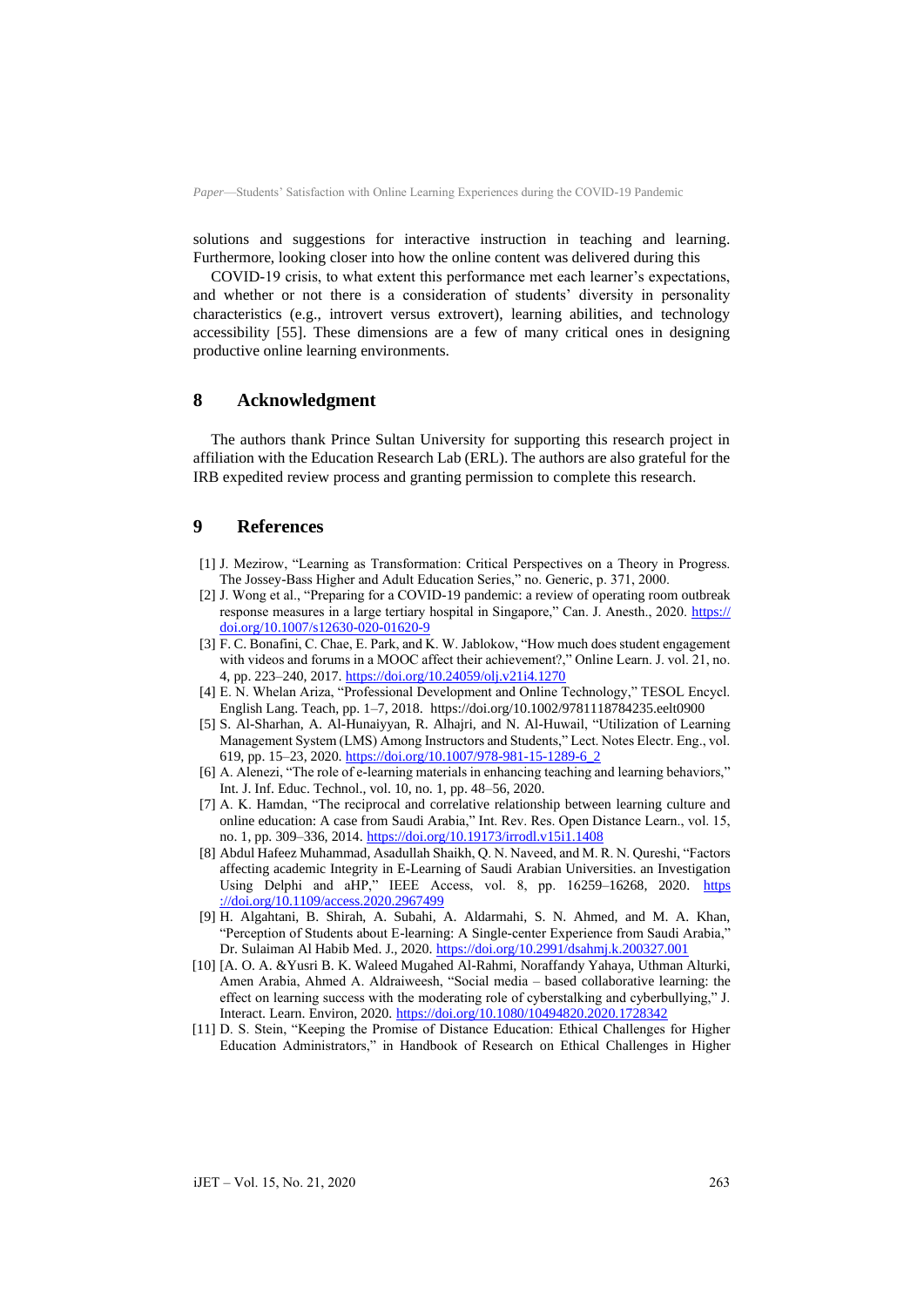solutions and suggestions for interactive instruction in teaching and learning. Furthermore, looking closer into how the online content was delivered during this

COVID-19 crisis, to what extent this performance met each learner's expectations, and whether or not there is a consideration of students' diversity in personality characteristics (e.g., introvert versus extrovert), learning abilities, and technology accessibility [55]. These dimensions are a few of many critical ones in designing productive online learning environments.

## 8 Acknowledgment

The authors thank Prince Sultan University for supporting this research project in affiliation with the Education Research Lab (ERL). The authors are also grateful for the IRB expedited review process and granting permission to complete this research.

## 9 References

[1] J. Mezirow, "Learning as Transformation: Critical Perspectives on a Theory in Progress. The Jossey-Bass Higher and Adult Education Series," no. Generic, p. 371, 2000.

[2] J. Wong et al., "Preparing for a COVID-19 pandemic: a review of operating room outbreak response measures in a large tertiary hospital in Singapore," Can. J. Anesth., 2020. https://doi.org/10.1007/s12630-020-01620-9

[3] F. C. Bonafini, C. Chae, E. Park, and K. W. Jablokow, "How much does student engagement with videos and forums in a MOOC affect their achievement?," Online Learn. J. vol. 21, no. 4, pp. 223–240, 2017. https://doi.org/10.24059/olj.v21i4.1270

[4] E. N. Whelan Ariza, "Professional Development and Online Technology," TESOL Encycl. English Lang. Teach, pp. 1–7, 2018. https://doi.org/10.1002/9781118784235.eelt0900

[5] S. Al-Sharhan, A. Al-Hunaiyyan, R. Alhajri, and N. Al-Huwail, "Utilization of Learning Management System (LMS) Among Instructors and Students," Lect. Notes Electr. Eng., vol. 619, pp. 15–23, 2020. https://doi.org/10.1007/978-981-15-1289-6_2

[6] A. Alenezi, "The role of e-learning materials in enhancing teaching and learning behaviors," Int. J. Inf. Educ. Technol., vol. 10, no. 1, pp. 48–56, 2020.

[7] A. K. Hamdan, "The reciprocal and correlative relationship between learning culture and online education: A case from Saudi Arabia," Int. Rev. Res. Open Distance Learn., vol. 15, no. 1, pp. 309–336, 2014. https://doi.org/10.19173/irrodl.v15i1.1408

[8] Abdul Hafeez Muhammad, Asadullah Shaikh, Q. N. Naveed, and M. R. N. Qureshi, "Factors affecting academic Integrity in E-Learning of Saudi Arabian Universities. an Investigation Using Delphi and aHP," IEEE Access, vol. 8, pp. 16259–16268, 2020. https://doi.org/10.1109/access.2020.2967499

[9] H. Algahtani, B. Shirah, A. Subahi, A. Aldarmahi, S. N. Ahmed, and M. A. Khan, "Perception of Students about E-learning: A Single-center Experience from Saudi Arabia," Dr. Sulaiman Al Habib Med. J., 2020. https://doi.org/10.2991/dsahmj.k.200327.001

[10] [A. O. A. &Yusri B. K. Waleed Mugahed Al-Rahmi, Noraffandy Yahaya, Uthman Alturki, Amen Arabia, Ahmed A. Aldraiweesh, "Social media – based collaborative learning: the effect on learning success with the moderating role of cyberstalking and cyberbullying," J. Interact. Learn. Environ, 2020. https://doi.org/10.1080/10494820.2020.1728342

[11] D. S. Stein, "Keeping the Promise of Distance Education: Ethical Challenges for Higher Education Administrators," in Handbook of Research on Ethical Challenges in Higher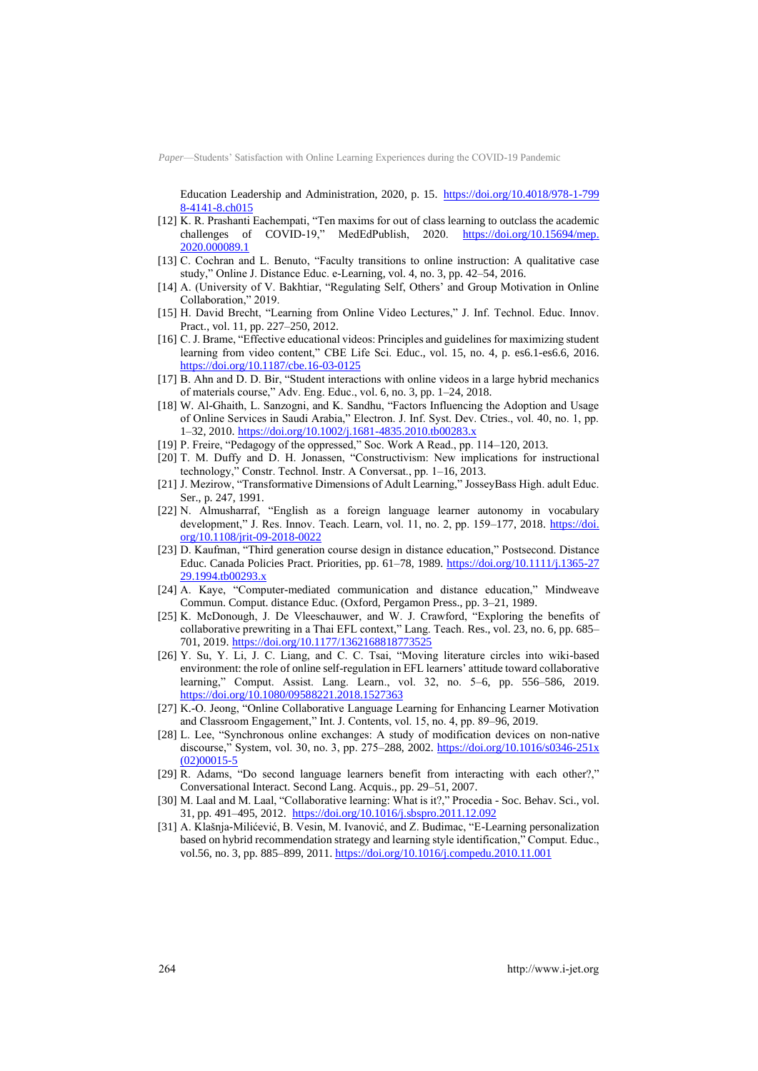Education Leadership and Administration, 2020, p. 15. https://doi.org/10.4018/978-1-7998-4141-8.ch015

[12] K. R. Prashanti Eachempati, "Ten maxims for out of class learning to outclass the academic challenges of COVID-19," MedEdPublish, 2020. https://doi.org/10.15694/mep.2020.000089.1

[13] C. Cochran and L. Benuto, "Faculty transitions to online instruction: A qualitative case study," Online J. Distance Educ. e-Learning, vol. 4, no. 3, pp. 42–54, 2016.

[14] A. (University of V. Bakhtiar, "Regulating Self, Others' and Group Motivation in Online Collaboration," 2019.

[15] H. David Brecht, "Learning from Online Video Lectures," J. Inf. Technol. Educ. Innov. Pract., vol. 11, pp. 227–250, 2012.

[16] C. J. Brame, "Effective educational videos: Principles and guidelines for maximizing student learning from video content," CBE Life Sci. Educ., vol. 15, no. 4, p. es6.1-es6.6, 2016. https://doi.org/10.1187/cbe.16-03-0125

[17] B. Ahn and D. D. Bir, "Student interactions with online videos in a large hybrid mechanics of materials course," Adv. Eng. Educ., vol. 6, no. 3, pp. 1–24, 2018.

[18] W. Al-Ghaith, L. Sanzogni, and K. Sandhu, "Factors Influencing the Adoption and Usage of Online Services in Saudi Arabia," Electron. J. Inf. Syst. Dev. Ctries., vol. 40, no. 1, pp. 1–32, 2010. https://doi.org/10.1002/j.1681-4835.2010.tb00283.x

[19] P. Freire, "Pedagogy of the oppressed," Soc. Work A Read., pp. 114–120, 2013.

[20] T. M. Duffy and D. H. Jonassen, "Constructivism: New implications for instructional technology," Constr. Technol. Instr. A Conversat., pp. 1–16, 2013.

[21] J. Mezirow, "Transformative Dimensions of Adult Learning," JosseyBass High. adult Educ. Ser., p. 247, 1991.

[22] N. Almusharraf, "English as a foreign language learner autonomy in vocabulary development," J. Res. Innov. Teach. Learn, vol. 11, no. 2, pp. 159–177, 2018. https://doi.org/10.1108/jrit-09-2018-0022

[23] D. Kaufman, "Third generation course design in distance education," Postsecond. Distance Educ. Canada Policies Pract. Priorities, pp. 61–78, 1989. https://doi.org/10.1111/j.1365-2729.1994.tb00293.x

[24] A. Kaye, "Computer-mediated communication and distance education," Mindweave Commun. Comput. distance Educ. (Oxford, Pergamon Press., pp. 3–21, 1989.

[25] K. McDonough, J. De Vleeschauwer, and W. J. Crawford, "Exploring the benefits of collaborative prewriting in a Thai EFL context," Lang. Teach. Res., vol. 23, no. 6, pp. 685–701, 2019. https://doi.org/10.1177/1362168818773525

[26] Y. Su, Y. Li, J. C. Liang, and C. C. Tsai, "Moving literature circles into wiki-based environment: the role of online self-regulation in EFL learners' attitude toward collaborative learning," Comput. Assist. Lang. Learn., vol. 32, no. 5–6, pp. 556–586, 2019. https://doi.org/10.1080/09588221.2018.1527363

[27] K.-O. Jeong, "Online Collaborative Language Learning for Enhancing Learner Motivation and Classroom Engagement," Int. J. Contents, vol. 15, no. 4, pp. 89–96, 2019.

[28] L. Lee, "Synchronous online exchanges: A study of modification devices on non-native discourse," System, vol. 30, no. 3, pp. 275–288, 2002. https://doi.org/10.1016/s0346-251x(02)00015-5

[29] R. Adams, "Do second language learners benefit from interacting with each other?," Conversational Interact. Second Lang. Acquis., pp. 29–51, 2007.

[30] M. Laal and M. Laal, "Collaborative learning: What is it?," Procedia - Soc. Behav. Sci., vol. 31, pp. 491–495, 2012. https://doi.org/10.1016/j.sbspro.2011.12.092

[31] A. Klašnja-Milićević, B. Vesin, M. Ivanović, and Z. Budimac, "E-Learning personalization based on hybrid recommendation strategy and learning style identification," Comput. Educ., vol.56, no. 3, pp. 885–899, 2011. https://doi.org/10.1016/j.compedu.2010.11.001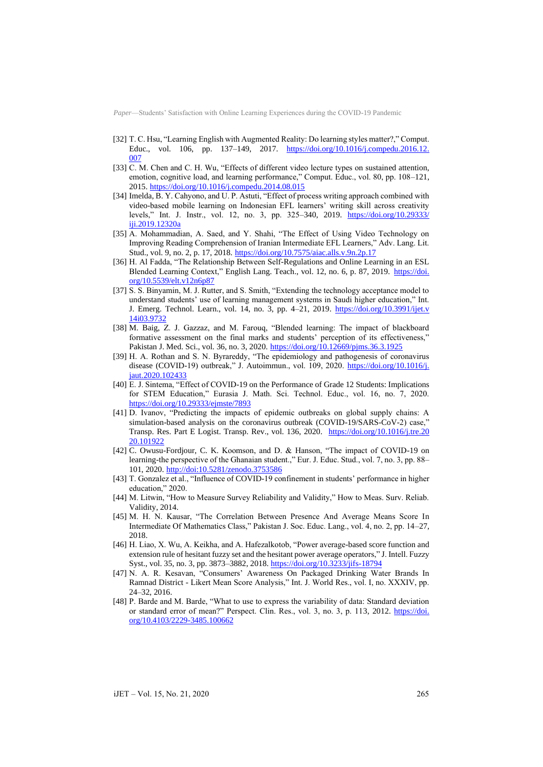[32] T. C. Hsu, "Learning English with Augmented Reality: Do learning styles matter?," Comput. Educ., vol. 106, pp. 137–149, 2017. https://doi.org/10.1016/j.compedu.2016.12.007

[33] C. M. Chen and C. H. Wu, "Effects of different video lecture types on sustained attention, emotion, cognitive load, and learning performance," Comput. Educ., vol. 80, pp. 108–121, 2015. https://doi.org/10.1016/j.compedu.2014.08.015

[34] Imelda, B. Y. Cahyono, and U. P. Astuti, "Effect of process writing approach combined with video-based mobile learning on Indonesian EFL learners' writing skill across creativity levels," Int. J. Instr., vol. 12, no. 3, pp. 325–340, 2019. https://doi.org/10.29333/iji.2019.12320a

[35] A. Mohammadian, A. Saed, and Y. Shahi, "The Effect of Using Video Technology on Improving Reading Comprehension of Iranian Intermediate EFL Learners," Adv. Lang. Lit. Stud., vol. 9, no. 2, p. 17, 2018. https://doi.org/10.7575/aiac.alls.v.9n.2p.17

[36] H. Al Fadda, "The Relationship Between Self-Regulations and Online Learning in an ESL Blended Learning Context," English Lang. Teach., vol. 12, no. 6, p. 87, 2019. https://doi.org/10.5539/elt.v12n6p87

[37] S. S. Binyamin, M. J. Rutter, and S. Smith, "Extending the technology acceptance model to understand students' use of learning management systems in Saudi higher education," Int. J. Emerg. Technol. Learn., vol. 14, no. 3, pp. 4–21, 2019. https://doi.org/10.3991/ijet.v14i03.9732

[38] M. Baig, Z. J. Gazzaz, and M. Farouq, "Blended learning: The impact of blackboard formative assessment on the final marks and students' perception of its effectiveness," Pakistan J. Med. Sci., vol. 36, no. 3, 2020. https://doi.org/10.12669/pjms.36.3.1925

[39] H. A. Rothan and S. N. Byrareddy, "The epidemiology and pathogenesis of coronavirus disease (COVID-19) outbreak," J. Autoimmun., vol. 109, 2020. https://doi.org/10.1016/j.jaut.2020.102433

[40] E. J. Sintema, "Effect of COVID-19 on the Performance of Grade 12 Students: Implications for STEM Education," Eurasia J. Math. Sci. Technol. Educ., vol. 16, no. 7, 2020. https://doi.org/10.29333/ejmste/7893

[41] D. Ivanov, "Predicting the impacts of epidemic outbreaks on global supply chains: A simulation-based analysis on the coronavirus outbreak (COVID-19/SARS-CoV-2) case," Transp. Res. Part E Logist. Transp. Rev., vol. 136, 2020. https://doi.org/10.1016/j.tre.2020.101922

[42] C. Owusu-Fordjour, C. K. Koomson, and D. & Hanson, "The impact of COVID-19 on learning-the perspective of the Ghanaian student.," Eur. J. Educ. Stud., vol. 7, no. 3, pp. 88–101, 2020. http://doi:10.5281/zenodo.3753586

[43] T. Gonzalez et al., "Influence of COVID-19 confinement in students' performance in higher education," 2020.

[44] M. Litwin, "How to Measure Survey Reliability and Validity," How to Meas. Surv. Reliab. Validity, 2014.

[45] M. H. N. Kausar, "The Correlation Between Presence And Average Means Score In Intermediate Of Mathematics Class," Pakistan J. Soc. Educ. Lang., vol. 4, no. 2, pp. 14–27, 2018.

[46] H. Liao, X. Wu, A. Keikha, and A. Hafezalkotob, "Power average-based score function and extension rule of hesitant fuzzy set and the hesitant power average operators," J. Intell. Fuzzy Syst., vol. 35, no. 3, pp. 3873–3882, 2018. https://doi.org/10.3233/jifs-18794

[47] N. A. R. Kesavan, "Consumers' Awareness On Packaged Drinking Water Brands In Ramnad District - Likert Mean Score Analysis," Int. J. World Res., vol. I, no. XXXIV, pp. 24–32, 2016.

[48] P. Barde and M. Barde, "What to use to express the variability of data: Standard deviation or standard error of mean?" Perspect. Clin. Res., vol. 3, no. 3, p. 113, 2012. https://doi.org/10.4103/2229-3485.100662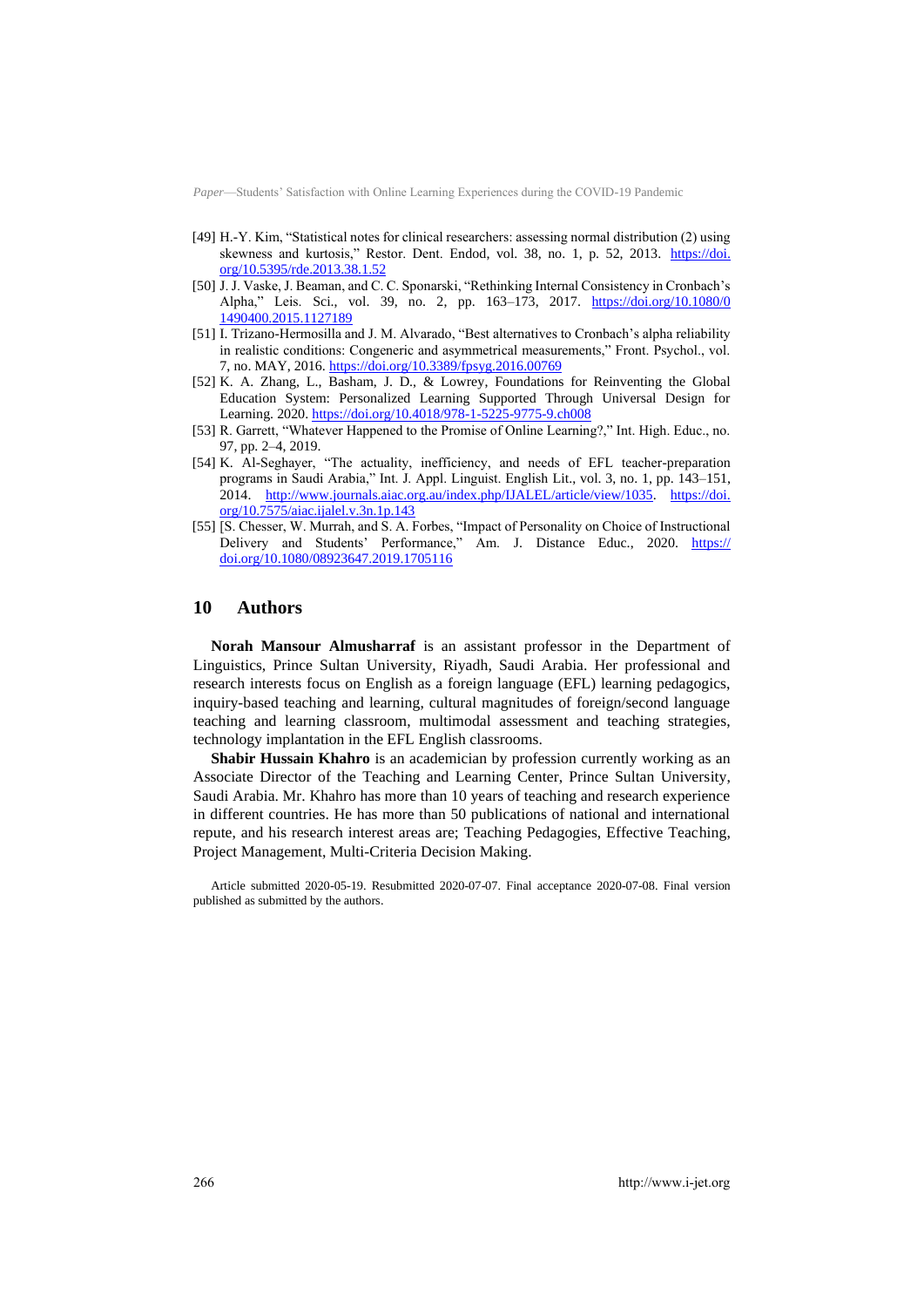[49] H.-Y. Kim, "Statistical notes for clinical researchers: assessing normal distribution (2) using skewness and kurtosis," Restor. Dent. Endod, vol. 38, no. 1, p. 52, 2013. https://doi.org/10.5395/rde.2013.38.1.52

[50] J. J. Vaske, J. Beaman, and C. C. Sponarski, "Rethinking Internal Consistency in Cronbach's Alpha," Leis. Sci., vol. 39, no. 2, pp. 163–173, 2017. https://doi.org/10.1080/01490400.2015.1127189

[51] I. Trizano-Hermosilla and J. M. Alvarado, "Best alternatives to Cronbach's alpha reliability in realistic conditions: Congeneric and asymmetrical measurements," Front. Psychol., vol. 7, no. MAY, 2016. https://doi.org/10.3389/fpsyg.2016.00769

[52] K. A. Zhang, L., Basham, J. D., & Lowrey, Foundations for Reinventing the Global Education System: Personalized Learning Supported Through Universal Design for Learning. 2020. https://doi.org/10.4018/978-1-5225-9775-9.ch008

[53] R. Garrett, "Whatever Happened to the Promise of Online Learning?," Int. High. Educ., no. 97, pp. 2–4, 2019.

[54] K. Al-Seghayer, "The actuality, inefficiency, and needs of EFL teacher-preparation programs in Saudi Arabia," Int. J. Appl. Linguist. English Lit., vol. 3, no. 1, pp. 143–151, 2014. http://www.journals.aiac.org.au/index.php/IJALEL/article/view/1035. https://doi.org/10.7575/aiac.ijalel.v.3n.1p.143

[55] [S. Chesser, W. Murrah, and S. A. Forbes, "Impact of Personality on Choice of Instructional Delivery and Students' Performance," Am. J. Distance Educ., 2020. https://doi.org/10.1080/08923647.2019.1705116

## 10 Authors

**Norah Mansour Almusharraf** is an assistant professor in the Department of Linguistics, Prince Sultan University, Riyadh, Saudi Arabia. Her professional and research interests focus on English as a foreign language (EFL) learning pedagogics, inquiry-based teaching and learning, cultural magnitudes of foreign/second language teaching and learning classroom, multimodal assessment and teaching strategies, technology implantation in the EFL English classrooms.

**Shabir Hussain Khahro** is an academician by profession currently working as an Associate Director of the Teaching and Learning Center, Prince Sultan University, Saudi Arabia. Mr. Khahro has more than 10 years of teaching and research experience in different countries. He has more than 50 publications of national and international repute, and his research interest areas are; Teaching Pedagogies, Effective Teaching, Project Management, Multi-Criteria Decision Making.

Article submitted 2020-05-19. Resubmitted 2020-07-07. Final acceptance 2020-07-08. Final version published as submitted by the authors.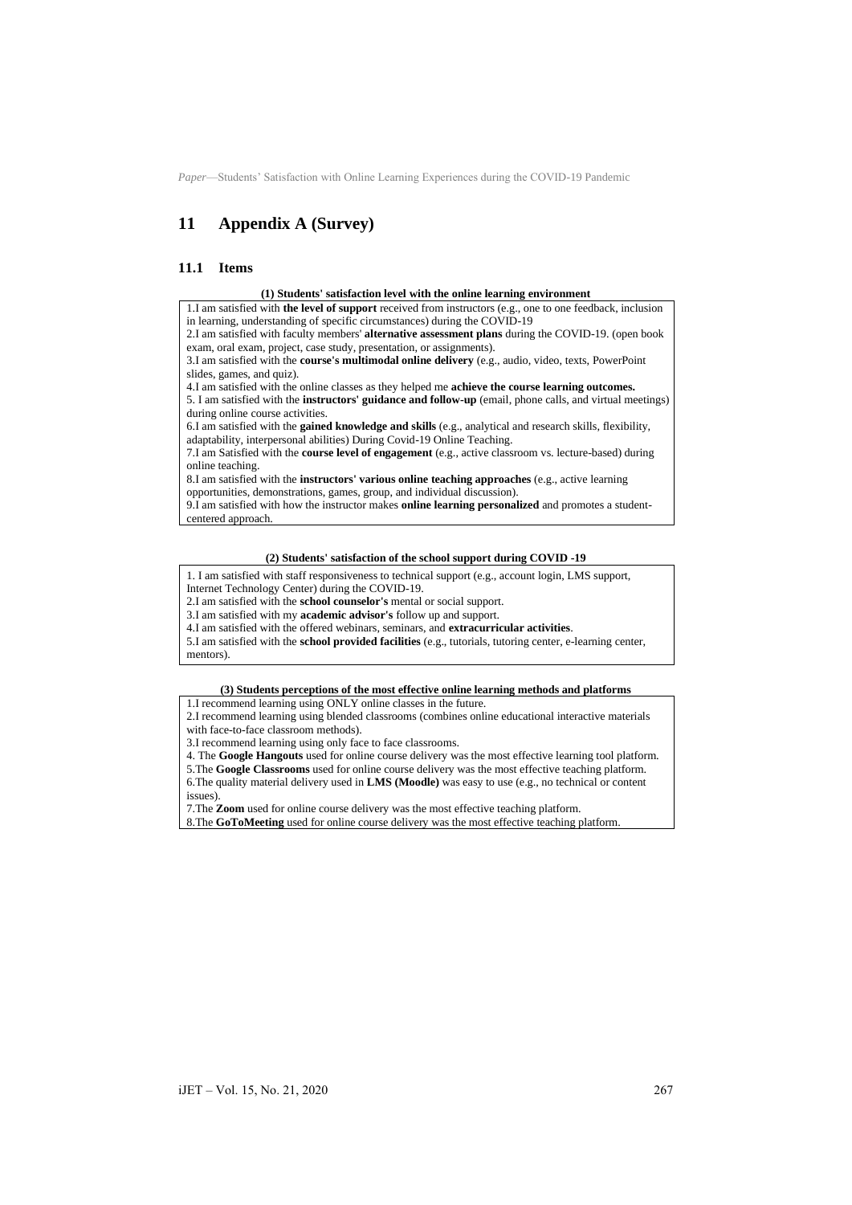## 11 Appendix A (Survey)

### 11.1 Items

| **(1) Students' satisfaction level with the online learning environment** |
|---|
| 1.I am satisfied with **the level of support** received from instructors (e.g., one to one feedback, inclusion in learning, understanding of specific circumstances) during the COVID-19 |
| 2.I am satisfied with faculty members' **alternative assessment plans** during the COVID-19. (open book exam, oral exam, project, case study, presentation, or assignments). |
| 3.I am satisfied with the **course's multimodal online delivery** (e.g., audio, video, texts, PowerPoint slides, games, and quiz). |
| 4.I am satisfied with the online classes as they helped me **achieve the course learning outcomes.** |
| 5. I am satisfied with the **instructors' guidance and follow-up** (email, phone calls, and virtual meetings) during online course activities. |
| 6.I am satisfied with the **gained knowledge and skills** (e.g., analytical and research skills, flexibility, adaptability, interpersonal abilities) During Covid-19 Online Teaching. |
| 7.I am Satisfied with the **course level of engagement** (e.g., active classroom vs. lecture-based) during online teaching. |
| 8.I am satisfied with the **instructors' various online teaching approaches** (e.g., active learning opportunities, demonstrations, games, group, and individual discussion). |
| 9.I am satisfied with how the instructor makes **online learning personalized** and promotes a student-centered approach. |

| **(2) Students' satisfaction of the school support during COVID -19** |
|---|
| 1. I am satisfied with staff responsiveness to technical support (e.g., account login, LMS support, Internet Technology Center) during the COVID-19. |
| 2.I am satisfied with the **school counselor's** mental or social support. |
| 3.I am satisfied with my **academic advisor's** follow up and support. |
| 4.I am satisfied with the offered webinars, seminars, and **extracurricular activities**. |
| 5.I am satisfied with the **school provided facilities** (e.g., tutorials, tutoring center, e-learning center, mentors). |

| **(3) Students perceptions of the most effective online learning methods and platforms** |
|---|
| 1.I recommend learning using ONLY online classes in the future. |
| 2.I recommend learning using blended classrooms (combines online educational interactive materials with face-to-face classroom methods). |
| 3.I recommend learning using only face to face classrooms. |
| 4. The **Google Hangouts** used for online course delivery was the most effective learning tool platform. |
| 5.The **Google Classrooms** used for online course delivery was the most effective teaching platform. |
| 6.The quality material delivery used in **LMS (Moodle)** was easy to use (e.g., no technical or content issues). |
| 7.The **Zoom** used for online course delivery was the most effective teaching platform. |
| 8.The **GoToMeeting** used for online course delivery was the most effective teaching platform. |